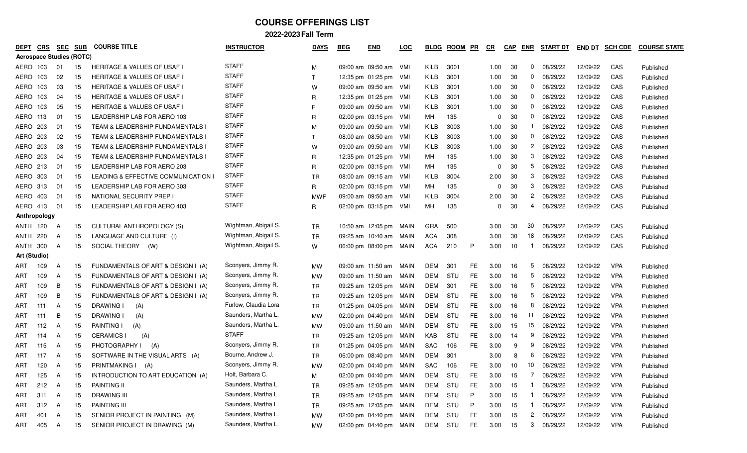# COURSE OFFERINGS LIST

## 2022-2023 Fall Term

| DEPT | CRS | SEC | SUB | COURSE TITLE | INSTRUCTOR | DAYS | BEG | END | LOC | BLDG | ROOM | PR | CR | CAP | ENR | START DT | END DT | SCH CDE | COURSE STATE |
|---|---|---|---|---|---|---|---|---|---|---|---|---|---|---|---|---|---|---|---|
| **Aerospace Studies (ROTC)** | | | | | | | | | | | | | | | | | | | |
| AERO | 103 | 01 | 15 | HERITAGE & VALUES OF USAF I | STAFF | M | 09:00 am | 09:50 am | VMI | KILB | 3001 | | 1.00 | 30 | 0 | 08/29/22 | 12/09/22 | CAS | Published |
| AERO | 103 | 02 | 15 | HERITAGE & VALUES OF USAF I | STAFF | T | 12:35 pm | 01:25 pm | VMI | KILB | 3001 | | 1.00 | 30 | 0 | 08/29/22 | 12/09/22 | CAS | Published |
| AERO | 103 | 03 | 15 | HERITAGE & VALUES OF USAF I | STAFF | W | 09:00 am | 09:50 am | VMI | KILB | 3001 | | 1.00 | 30 | 0 | 08/29/22 | 12/09/22 | CAS | Published |
| AERO | 103 | 04 | 15 | HERITAGE & VALUES OF USAF I | STAFF | R | 12:35 pm | 01:25 pm | VMI | KILB | 3001 | | 1.00 | 30 | 0 | 08/29/22 | 12/09/22 | CAS | Published |
| AERO | 103 | 05 | 15 | HERITAGE & VALUES OF USAF I | STAFF | F | 09:00 am | 09:50 am | VMI | KILB | 3001 | | 1.00 | 30 | 0 | 08/29/22 | 12/09/22 | CAS | Published |
| AERO | 113 | 01 | 15 | LEADERSHIP LAB FOR AERO 103 | STAFF | R | 02:00 pm | 03:15 pm | VMI | MH | 135 | | 0 | 30 | 0 | 08/29/22 | 12/09/22 | CAS | Published |
| AERO | 203 | 01 | 15 | TEAM & LEADERSHIP FUNDAMENTALS I | STAFF | M | 09:00 am | 09:50 am | VMI | KILB | 3003 | | 1.00 | 30 | 1 | 08/29/22 | 12/09/22 | CAS | Published |
| AERO | 203 | 02 | 15 | TEAM & LEADERSHIP FUNDAMENTALS I | STAFF | T | 08:00 am | 08:50 am | VMI | KILB | 3003 | | 1.00 | 30 | 0 | 08/29/22 | 12/09/22 | CAS | Published |
| AERO | 203 | 03 | 15 | TEAM & LEADERSHIP FUNDAMENTALS I | STAFF | W | 09:00 am | 09:50 am | VMI | KILB | 3003 | | 1.00 | 30 | 2 | 08/29/22 | 12/09/22 | CAS | Published |
| AERO | 203 | 04 | 15 | TEAM & LEADERSHIP FUNDAMENTALS I | STAFF | R | 12:35 pm | 01:25 pm | VMI | MH | 135 | | 1.00 | 30 | 3 | 08/29/22 | 12/09/22 | CAS | Published |
| AERO | 213 | 01 | 15 | LEADERSHIP LAB FOR AERO 203 | STAFF | R | 02:00 pm | 03:15 pm | VMI | MH | 135 | | 0 | 30 | 5 | 08/29/22 | 12/09/22 | CAS | Published |
| AERO | 303 | 01 | 15 | LEADING & EFFECTIVE COMMUNICATION I | STAFF | TR | 08:00 am | 09:15 am | VMI | KILB | 3004 | | 2.00 | 30 | 3 | 08/29/22 | 12/09/22 | CAS | Published |
| AERO | 313 | 01 | 15 | LEADERSHIP LAB FOR AERO 303 | STAFF | R | 02:00 pm | 03:15 pm | VMI | MH | 135 | | 0 | 30 | 3 | 08/29/22 | 12/09/22 | CAS | Published |
| AERO | 403 | 01 | 15 | NATIONAL SECURITY PREP I | STAFF | MWF | 09:00 am | 09:50 am | VMI | KILB | 3004 | | 2.00 | 30 | 2 | 08/29/22 | 12/09/22 | CAS | Published |
| AERO | 413 | 01 | 15 | LEADERSHIP LAB FOR AERO 403 | STAFF | R | 02:00 pm | 03:15 pm | VMI | MH | 135 | | 0 | 30 | 4 | 08/29/22 | 12/09/22 | CAS | Published |
| **Anthropology** | | | | | | | | | | | | | | | | | | | |
| ANTH | 120 | A | 15 | CULTURAL ANTHROPOLOGY (S) | Wightman, Abigail S. | TR | 10:50 am | 12:05 pm | MAIN | GRA | 500 | | 3.00 | 30 | 30 | 08/29/22 | 12/09/22 | CAS | Published |
| ANTH | 220 | A | 15 | LANGUAGE AND CULTURE (I) | Wightman, Abigail S. | TR | 09:25 am | 10:40 am | MAIN | ACA | 308 | | 3.00 | 30 | 18 | 08/29/22 | 12/09/22 | CAS | Published |
| ANTH | 300 | A | 15 | SOCIAL THEORY (W) | Wightman, Abigail S. | W | 06:00 pm | 08:00 pm | MAIN | ACA | 210 | P | 3.00 | 10 | 1 | 08/29/22 | 12/09/22 | CAS | Published |
| **Art (Studio)** | | | | | | | | | | | | | | | | | | | |
| ART | 109 | A | 15 | FUNDAMENTALS OF ART & DESIGN I (A) | Sconyers, Jimmy R. | MW | 09:00 am | 11:50 am | MAIN | DEM | 301 | FE | 3.00 | 16 | 5 | 08/29/22 | 12/09/22 | VPA | Published |
| ART | 109 | A | 15 | FUNDAMENTALS OF ART & DESIGN I (A) | Sconyers, Jimmy R. | MW | 09:00 am | 11:50 am | MAIN | DEM | STU | FE | 3.00 | 16 | 5 | 08/29/22 | 12/09/22 | VPA | Published |
| ART | 109 | B | 15 | FUNDAMENTALS OF ART & DESIGN I (A) | Sconyers, Jimmy R. | TR | 09:25 am | 12:05 pm | MAIN | DEM | 301 | FE | 3.00 | 16 | 5 | 08/29/22 | 12/09/22 | VPA | Published |
| ART | 109 | B | 15 | FUNDAMENTALS OF ART & DESIGN I (A) | Sconyers, Jimmy R. | TR | 09:25 am | 12:05 pm | MAIN | DEM | STU | FE | 3.00 | 16 | 5 | 08/29/22 | 12/09/22 | VPA | Published |
| ART | 111 | A | 15 | DRAWING I (A) | Furlow, Claudia Lora | TR | 01:25 pm | 04:05 pm | MAIN | DEM | STU | FE | 3.00 | 16 | 8 | 08/29/22 | 12/09/22 | VPA | Published |
| ART | 111 | B | 15 | DRAWING I (A) | Saunders, Martha L. | MW | 02:00 pm | 04:40 pm | MAIN | DEM | STU | FE | 3.00 | 16 | 11 | 08/29/22 | 12/09/22 | VPA | Published |
| ART | 112 | A | 15 | PAINTING I (A) | Saunders, Martha L. | MW | 09:00 am | 11:50 am | MAIN | DEM | STU | FE | 3.00 | 15 | 15 | 08/29/22 | 12/09/22 | VPA | Published |
| ART | 114 | A | 15 | CERAMICS I (A) | STAFF | TR | 09:25 am | 12:05 pm | MAIN | KAB | STU | FE | 3.00 | 14 | 9 | 08/29/22 | 12/09/22 | VPA | Published |
| ART | 115 | A | 15 | PHOTOGRAPHY I (A) | Sconyers, Jimmy R. | TR | 01:25 pm | 04:05 pm | MAIN | SAC | 106 | FE | 3.00 | 9 | 9 | 08/29/22 | 12/09/22 | VPA | Published |
| ART | 117 | A | 15 | SOFTWARE IN THE VISUAL ARTS (A) | Bourne, Andrew J. | TR | 06:00 pm | 08:40 pm | MAIN | DEM | 301 | | 3.00 | 8 | 6 | 08/29/22 | 12/09/22 | VPA | Published |
| ART | 120 | A | 15 | PRINTMAKING I (A) | Sconyers, Jimmy R. | MW | 02:00 pm | 04:40 pm | MAIN | SAC | 106 | FE | 3.00 | 10 | 10 | 08/29/22 | 12/09/22 | VPA | Published |
| ART | 125 | A | 15 | INTRODUCTION TO ART EDUCATION (A) | Holt, Barbara C. | M | 02:00 pm | 04:40 pm | MAIN | DEM | STU | FE | 3.00 | 15 | 7 | 08/29/22 | 12/09/22 | VPA | Published |
| ART | 212 | A | 15 | PAINTING II | Saunders, Martha L. | TR | 09:25 am | 12:05 pm | MAIN | DEM | STU | FE | 3.00 | 15 | 1 | 08/29/22 | 12/09/22 | VPA | Published |
| ART | 311 | A | 15 | DRAWING III | Saunders, Martha L. | TR | 09:25 am | 12:05 pm | MAIN | DEM | STU | P | 3.00 | 15 | 1 | 08/29/22 | 12/09/22 | VPA | Published |
| ART | 312 | A | 15 | PAINTING III | Saunders, Martha L. | TR | 09:25 am | 12:05 pm | MAIN | DEM | STU | P | 3.00 | 15 | 1 | 08/29/22 | 12/09/22 | VPA | Published |
| ART | 401 | A | 15 | SENIOR PROJECT IN PAINTING (M) | Saunders, Martha L. | MW | 02:00 pm | 04:40 pm | MAIN | DEM | STU | FE | 3.00 | 15 | 2 | 08/29/22 | 12/09/22 | VPA | Published |
| ART | 405 | A | 15 | SENIOR PROJECT IN DRAWING (M) | Saunders, Martha L. | MW | 02:00 pm | 04:40 pm | MAIN | DEM | STU | FE | 3.00 | 15 | 3 | 08/29/22 | 12/09/22 | VPA | Published |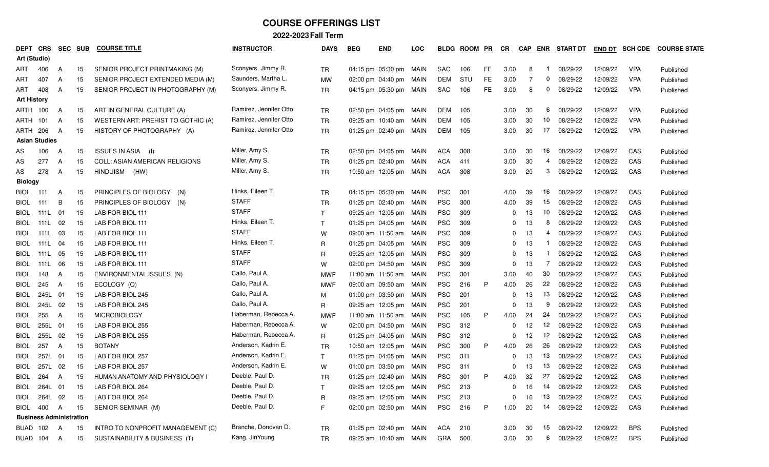# COURSE OFFERINGS LIST

## 2022-2023 Fall Term

| DEPT | CRS | SEC | SUB | COURSE TITLE | INSTRUCTOR | DAYS | BEG | END | LOC | BLDG | ROOM | PR | CR | CAP | ENR | START DT | END DT | SCH CDE | COURSE STATE |
|---|---|---|---|---|---|---|---|---|---|---|---|---|---|---|---|---|---|---|---|
| **Art (Studio)** | | | | | | | | | | | | | | | | | | | |
| ART | 406 | A | 15 | SENIOR PROJECT PRINTMAKING (M) | Sconyers, Jimmy R. | TR | 04:15 pm | 05:30 pm | MAIN | SAC | 106 | FE | 3.00 | 8 | 1 | 08/29/22 | 12/09/22 | VPA | Published |
| ART | 407 | A | 15 | SENIOR PROJECT EXTENDED MEDIA (M) | Saunders, Martha L. | MW | 02:00 pm | 04:40 pm | MAIN | DEM | STU | FE | 3.00 | 7 | 0 | 08/29/22 | 12/09/22 | VPA | Published |
| ART | 408 | A | 15 | SENIOR PROJECT IN PHOTOGRAPHY (M) | Sconyers, Jimmy R. | TR | 04:15 pm | 05:30 pm | MAIN | SAC | 106 | FE | 3.00 | 8 | 0 | 08/29/22 | 12/09/22 | VPA | Published |
| **Art History** | | | | | | | | | | | | | | | | | | | |
| ARTH | 100 | A | 15 | ART IN GENERAL CULTURE (A) | Ramirez, Jennifer Otto | TR | 02:50 pm | 04:05 pm | MAIN | DEM | 105 | | 3.00 | 30 | 6 | 08/29/22 | 12/09/22 | VPA | Published |
| ARTH | 101 | A | 15 | WESTERN ART: PREHIST TO GOTHIC (A) | Ramirez, Jennifer Otto | TR | 09:25 am | 10:40 am | MAIN | DEM | 105 | | 3.00 | 30 | 10 | 08/29/22 | 12/09/22 | VPA | Published |
| ARTH | 206 | A | 15 | HISTORY OF PHOTOGRAPHY (A) | Ramirez, Jennifer Otto | TR | 01:25 pm | 02:40 pm | MAIN | DEM | 105 | | 3.00 | 30 | 17 | 08/29/22 | 12/09/22 | VPA | Published |
| **Asian Studies** | | | | | | | | | | | | | | | | | | | |
| AS | 106 | A | 15 | ISSUES IN ASIA (I) | Miller, Amy S. | TR | 02:50 pm | 04:05 pm | MAIN | ACA | 308 | | 3.00 | 30 | 16 | 08/29/22 | 12/09/22 | CAS | Published |
| AS | 277 | A | 15 | COLL: ASIAN AMERICAN RELIGIONS | Miller, Amy S. | TR | 01:25 pm | 02:40 pm | MAIN | ACA | 411 | | 3.00 | 30 | 4 | 08/29/22 | 12/09/22 | CAS | Published |
| AS | 278 | A | 15 | HINDUISM (HW) | Miller, Amy S. | TR | 10:50 am | 12:05 pm | MAIN | ACA | 308 | | 3.00 | 20 | 3 | 08/29/22 | 12/09/22 | CAS | Published |
| **Biology** | | | | | | | | | | | | | | | | | | | |
| BIOL | 111 | A | 15 | PRINCIPLES OF BIOLOGY (N) | Hinks, Eileen T. | TR | 04:15 pm | 05:30 pm | MAIN | PSC | 301 | | 4.00 | 39 | 16 | 08/29/22 | 12/09/22 | CAS | Published |
| BIOL | 111 | B | 15 | PRINCIPLES OF BIOLOGY (N) | STAFF | TR | 01:25 pm | 02:40 pm | MAIN | PSC | 300 | | 4.00 | 39 | 15 | 08/29/22 | 12/09/22 | CAS | Published |
| BIOL | 111L | 01 | 15 | LAB FOR BIOL 111 | STAFF | T | 09:25 am | 12:05 pm | MAIN | PSC | 309 | | 0 | 13 | 10 | 08/29/22 | 12/09/22 | CAS | Published |
| BIOL | 111L | 02 | 15 | LAB FOR BIOL 111 | Hinks, Eileen T. | T | 01:25 pm | 04:05 pm | MAIN | PSC | 309 | | 0 | 13 | 8 | 08/29/22 | 12/09/22 | CAS | Published |
| BIOL | 111L | 03 | 15 | LAB FOR BIOL 111 | STAFF | W | 09:00 am | 11:50 am | MAIN | PSC | 309 | | 0 | 13 | 4 | 08/29/22 | 12/09/22 | CAS | Published |
| BIOL | 111L | 04 | 15 | LAB FOR BIOL 111 | Hinks, Eileen T. | R | 01:25 pm | 04:05 pm | MAIN | PSC | 309 | | 0 | 13 | 1 | 08/29/22 | 12/09/22 | CAS | Published |
| BIOL | 111L | 05 | 15 | LAB FOR BIOL 111 | STAFF | R | 09:25 am | 12:05 pm | MAIN | PSC | 309 | | 0 | 13 | 1 | 08/29/22 | 12/09/22 | CAS | Published |
| BIOL | 111L | 06 | 15 | LAB FOR BIOL 111 | STAFF | W | 02:00 pm | 04:50 pm | MAIN | PSC | 309 | | 0 | 13 | 7 | 08/29/22 | 12/09/22 | CAS | Published |
| BIOL | 148 | A | 15 | ENVIRONMENTAL ISSUES (N) | Callo, Paul A. | MWF | 11:00 am | 11:50 am | MAIN | PSC | 301 | | 3.00 | 40 | 30 | 08/29/22 | 12/09/22 | CAS | Published |
| BIOL | 245 | A | 15 | ECOLOGY (Q) | Callo, Paul A. | MWF | 09:00 am | 09:50 am | MAIN | PSC | 216 | P | 4.00 | 26 | 22 | 08/29/22 | 12/09/22 | CAS | Published |
| BIOL | 245L | 01 | 15 | LAB FOR BIOL 245 | Callo, Paul A. | M | 01:00 pm | 03:50 pm | MAIN | PSC | 201 | | 0 | 13 | 13 | 08/29/22 | 12/09/22 | CAS | Published |
| BIOL | 245L | 02 | 15 | LAB FOR BIOL 245 | Callo, Paul A. | R | 09:25 am | 12:05 pm | MAIN | PSC | 201 | | 0 | 13 | 9 | 08/29/22 | 12/09/22 | CAS | Published |
| BIOL | 255 | A | 15 | MICROBIOLOGY | Haberman, Rebecca A. | MWF | 11:00 am | 11:50 am | MAIN | PSC | 105 | P | 4.00 | 24 | 24 | 08/29/22 | 12/09/22 | CAS | Published |
| BIOL | 255L | 01 | 15 | LAB FOR BIOL 255 | Haberman, Rebecca A. | W | 02:00 pm | 04:50 pm | MAIN | PSC | 312 | | 0 | 12 | 12 | 08/29/22 | 12/09/22 | CAS | Published |
| BIOL | 255L | 02 | 15 | LAB FOR BIOL 255 | Haberman, Rebecca A. | R | 01:25 pm | 04:05 pm | MAIN | PSC | 312 | | 0 | 12 | 12 | 08/29/22 | 12/09/22 | CAS | Published |
| BIOL | 257 | A | 15 | BOTANY | Anderson, Kadrin E. | TR | 10:50 am | 12:05 pm | MAIN | PSC | 300 | P | 4.00 | 26 | 26 | 08/29/22 | 12/09/22 | CAS | Published |
| BIOL | 257L | 01 | 15 | LAB FOR BIOL 257 | Anderson, Kadrin E. | T | 01:25 pm | 04:05 pm | MAIN | PSC | 311 | | 0 | 13 | 13 | 08/29/22 | 12/09/22 | CAS | Published |
| BIOL | 257L | 02 | 15 | LAB FOR BIOL 257 | Anderson, Kadrin E. | W | 01:00 pm | 03:50 pm | MAIN | PSC | 311 | | 0 | 13 | 13 | 08/29/22 | 12/09/22 | CAS | Published |
| BIOL | 264 | A | 15 | HUMAN ANATOMY AND PHYSIOLOGY I | Deeble, Paul D. | TR | 01:25 pm | 02:40 pm | MAIN | PSC | 301 | P | 4.00 | 32 | 27 | 08/29/22 | 12/09/22 | CAS | Published |
| BIOL | 264L | 01 | 15 | LAB FOR BIOL 264 | Deeble, Paul D. | T | 09:25 am | 12:05 pm | MAIN | PSC | 213 | | 0 | 16 | 14 | 08/29/22 | 12/09/22 | CAS | Published |
| BIOL | 264L | 02 | 15 | LAB FOR BIOL 264 | Deeble, Paul D. | R | 09:25 am | 12:05 pm | MAIN | PSC | 213 | | 0 | 16 | 13 | 08/29/22 | 12/09/22 | CAS | Published |
| BIOL | 400 | A | 15 | SENIOR SEMINAR (M) | Deeble, Paul D. | F | 02:00 pm | 02:50 pm | MAIN | PSC | 216 | P | 1.00 | 20 | 14 | 08/29/22 | 12/09/22 | CAS | Published |
| **Business Administration** | | | | | | | | | | | | | | | | | | | |
| BUAD | 102 | A | 15 | INTRO TO NONPROFIT MANAGEMENT (C) | Branche, Donovan D. | TR | 01:25 pm | 02:40 pm | MAIN | ACA | 210 | | 3.00 | 30 | 15 | 08/29/22 | 12/09/22 | BPS | Published |
| BUAD | 104 | A | 15 | SUSTAINABILITY & BUSINESS (T) | Kang, JinYoung | TR | 09:25 am | 10:40 am | MAIN | GRA | 500 | | 3.00 | 30 | 6 | 08/29/22 | 12/09/22 | BPS | Published |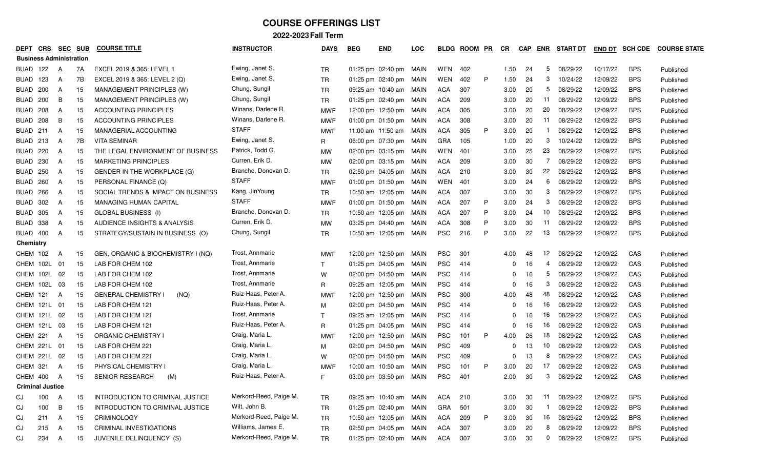# COURSE OFFERINGS LIST

## 2022-2023 Fall Term

| DEPT | CRS | SEC | SUB | COURSE TITLE | INSTRUCTOR | DAYS | BEG | END | LOC | BLDG | ROOM | PR | CR | CAP | ENR | START DT | END DT | SCH CDE | COURSE STATE |
|---|---|---|---|---|---|---|---|---|---|---|---|---|---|---|---|---|---|---|---|
| **Business Administration** | | | | | | | | | | | | | | | | | | | |
| BUAD | 122 | A | 7A | EXCEL 2019 & 365: LEVEL 1 | Ewing, Janet S. | TR | 01:25 pm | 02:40 pm | MAIN | WEN | 402 | | 1.50 | 24 | 5 | 08/29/22 | 10/17/22 | BPS | Published |
| BUAD | 123 | A | 7B | EXCEL 2019 & 365: LEVEL 2 (Q) | Ewing, Janet S. | TR | 01:25 pm | 02:40 pm | MAIN | WEN | 402 | P | 1.50 | 24 | 3 | 10/24/22 | 12/09/22 | BPS | Published |
| BUAD | 200 | A | 15 | MANAGEMENT PRINCIPLES (W) | Chung, Sungil | TR | 09:25 am | 10:40 am | MAIN | ACA | 307 | | 3.00 | 20 | 5 | 08/29/22 | 12/09/22 | BPS | Published |
| BUAD | 200 | B | 15 | MANAGEMENT PRINCIPLES (W) | Chung, Sungil | TR | 01:25 pm | 02:40 pm | MAIN | ACA | 209 | | 3.00 | 20 | 11 | 08/29/22 | 12/09/22 | BPS | Published |
| BUAD | 208 | A | 15 | ACCOUNTING PRINCIPLES | Winans, Darlene R. | MWF | 12:00 pm | 12:50 pm | MAIN | ACA | 305 | | 3.00 | 20 | 20 | 08/29/22 | 12/09/22 | BPS | Published |
| BUAD | 208 | B | 15 | ACCOUNTING PRINCIPLES | Winans, Darlene R. | MWF | 01:00 pm | 01:50 pm | MAIN | ACA | 308 | | 3.00 | 20 | 11 | 08/29/22 | 12/09/22 | BPS | Published |
| BUAD | 211 | A | 15 | MANAGERIAL ACCOUNTING | STAFF | MWF | 11:00 am | 11:50 am | MAIN | ACA | 305 | P | 3.00 | 20 | 1 | 08/29/22 | 12/09/22 | BPS | Published |
| BUAD | 213 | A | 7B | VITA SEMINAR | Ewing, Janet S. | R | 06:00 pm | 07:30 pm | MAIN | GRA | 105 | | 1.00 | 20 | 3 | 10/24/22 | 12/09/22 | BPS | Published |
| BUAD | 220 | A | 15 | THE LEGAL ENVIRONMENT OF BUSINESS | Patrick, Todd G. | MW | 02:00 pm | 03:15 pm | MAIN | WEN | 401 | | 3.00 | 25 | 23 | 08/29/22 | 12/09/22 | BPS | Published |
| BUAD | 230 | A | 15 | MARKETING PRINCIPLES | Curren, Erik D. | MW | 02:00 pm | 03:15 pm | MAIN | ACA | 209 | | 3.00 | 30 | 7 | 08/29/22 | 12/09/22 | BPS | Published |
| BUAD | 250 | A | 15 | GENDER IN THE WORKPLACE (G) | Branche, Donovan D. | TR | 02:50 pm | 04:05 pm | MAIN | ACA | 210 | | 3.00 | 30 | 22 | 08/29/22 | 12/09/22 | BPS | Published |
| BUAD | 260 | A | 15 | PERSONAL FINANCE (Q) | STAFF | MWF | 01:00 pm | 01:50 pm | MAIN | WEN | 401 | | 3.00 | 24 | 6 | 08/29/22 | 12/09/22 | BPS | Published |
| BUAD | 266 | A | 15 | SOCIAL TRENDS & IMPACT ON BUSINESS | Kang, JinYoung | TR | 10:50 am | 12:05 pm | MAIN | ACA | 307 | | 3.00 | 30 | 3 | 08/29/22 | 12/09/22 | BPS | Published |
| BUAD | 302 | A | 15 | MANAGING HUMAN CAPITAL | STAFF | MWF | 01:00 pm | 01:50 pm | MAIN | ACA | 207 | P | 3.00 | 24 | 3 | 08/29/22 | 12/09/22 | BPS | Published |
| BUAD | 305 | A | 15 | GLOBAL BUSINESS (I) | Branche, Donovan D. | TR | 10:50 am | 12:05 pm | MAIN | ACA | 207 | P | 3.00 | 24 | 10 | 08/29/22 | 12/09/22 | BPS | Published |
| BUAD | 338 | A | 15 | AUDIENCE INSIGHTS & ANALYSIS | Curren, Erik D. | MW | 03:25 pm | 04:40 pm | MAIN | ACA | 308 | P | 3.00 | 30 | 11 | 08/29/22 | 12/09/22 | BPS | Published |
| BUAD | 400 | A | 15 | STRATEGY/SUSTAIN IN BUSINESS (O) | Chung, Sungil | TR | 10:50 am | 12:05 pm | MAIN | PSC | 216 | P | 3.00 | 22 | 13 | 08/29/22 | 12/09/22 | BPS | Published |
| **Chemistry** | | | | | | | | | | | | | | | | | | | |
| CHEM | 102 | A | 15 | GEN, ORGANIC & BIOCHEMISTRY I (NQ) | Trost, Annmarie | MWF | 12:00 pm | 12:50 pm | MAIN | PSC | 301 | | 4.00 | 48 | 12 | 08/29/22 | 12/09/22 | CAS | Published |
| CHEM | 102L | 01 | 15 | LAB FOR CHEM 102 | Trost, Annmarie | T | 01:25 pm | 04:05 pm | MAIN | PSC | 414 | | 0 | 16 | 4 | 08/29/22 | 12/09/22 | CAS | Published |
| CHEM | 102L | 02 | 15 | LAB FOR CHEM 102 | Trost, Annmarie | W | 02:00 pm | 04:50 pm | MAIN | PSC | 414 | | 0 | 16 | 5 | 08/29/22 | 12/09/22 | CAS | Published |
| CHEM | 102L | 03 | 15 | LAB FOR CHEM 102 | Trost, Annmarie | R | 09:25 am | 12:05 pm | MAIN | PSC | 414 | | 0 | 16 | 3 | 08/29/22 | 12/09/22 | CAS | Published |
| CHEM | 121 | A | 15 | GENERAL CHEMISTRY I (NQ) | Ruiz-Haas, Peter A. | MWF | 12:00 pm | 12:50 pm | MAIN | PSC | 300 | | 4.00 | 48 | 48 | 08/29/22 | 12/09/22 | CAS | Published |
| CHEM | 121L | 01 | 15 | LAB FOR CHEM 121 | Ruiz-Haas, Peter A. | M | 02:00 pm | 04:50 pm | MAIN | PSC | 414 | | 0 | 16 | 16 | 08/29/22 | 12/09/22 | CAS | Published |
| CHEM | 121L | 02 | 15 | LAB FOR CHEM 121 | Trost, Annmarie | T | 09:25 am | 12:05 pm | MAIN | PSC | 414 | | 0 | 16 | 16 | 08/29/22 | 12/09/22 | CAS | Published |
| CHEM | 121L | 03 | 15 | LAB FOR CHEM 121 | Ruiz-Haas, Peter A. | R | 01:25 pm | 04:05 pm | MAIN | PSC | 414 | | 0 | 16 | 16 | 08/29/22 | 12/09/22 | CAS | Published |
| CHEM | 221 | A | 15 | ORGANIC CHEMISTRY I | Craig, Maria L. | MWF | 12:00 pm | 12:50 pm | MAIN | PSC | 101 | P | 4.00 | 26 | 18 | 08/29/22 | 12/09/22 | CAS | Published |
| CHEM | 221L | 01 | 15 | LAB FOR CHEM 221 | Craig, Maria L. | M | 02:00 pm | 04:50 pm | MAIN | PSC | 409 | | 0 | 13 | 10 | 08/29/22 | 12/09/22 | CAS | Published |
| CHEM | 221L | 02 | 15 | LAB FOR CHEM 221 | Craig, Maria L. | W | 02:00 pm | 04:50 pm | MAIN | PSC | 409 | | 0 | 13 | 8 | 08/29/22 | 12/09/22 | CAS | Published |
| CHEM | 321 | A | 15 | PHYSICAL CHEMISTRY I | Craig, Maria L. | MWF | 10:00 am | 10:50 am | MAIN | PSC | 101 | P | 3.00 | 20 | 17 | 08/29/22 | 12/09/22 | CAS | Published |
| CHEM | 400 | A | 15 | SENIOR RESEARCH (M) | Ruiz-Haas, Peter A. | F | 03:00 pm | 03:50 pm | MAIN | PSC | 401 | | 2.00 | 30 | 3 | 08/29/22 | 12/09/22 | CAS | Published |
| **Criminal Justice** | | | | | | | | | | | | | | | | | | | |
| CJ | 100 | A | 15 | INTRODUCTION TO CRIMINAL JUSTICE | Merkord-Reed, Paige M. | TR | 09:25 am | 10:40 am | MAIN | ACA | 210 | | 3.00 | 30 | 11 | 08/29/22 | 12/09/22 | BPS | Published |
| CJ | 100 | B | 15 | INTRODUCTION TO CRIMINAL JUSTICE | Wilt, John B. | TR | 01:25 pm | 02:40 pm | MAIN | GRA | 501 | | 3.00 | 30 | 1 | 08/29/22 | 12/09/22 | BPS | Published |
| CJ | 211 | A | 15 | CRIMINOLOGY | Merkord-Reed, Paige M. | TR | 10:50 am | 12:05 pm | MAIN | ACA | 209 | P | 3.00 | 30 | 16 | 08/29/22 | 12/09/22 | BPS | Published |
| CJ | 215 | A | 15 | CRIMINAL INVESTIGATIONS | Williams, James E. | TR | 02:50 pm | 04:05 pm | MAIN | ACA | 307 | | 3.00 | 20 | 8 | 08/29/22 | 12/09/22 | BPS | Published |
| CJ | 234 | A | 15 | JUVENILE DELINQUENCY (S) | Merkord-Reed, Paige M. | TR | 01:25 pm | 02:40 pm | MAIN | ACA | 307 | | 3.00 | 30 | 0 | 08/29/22 | 12/09/22 | BPS | Published |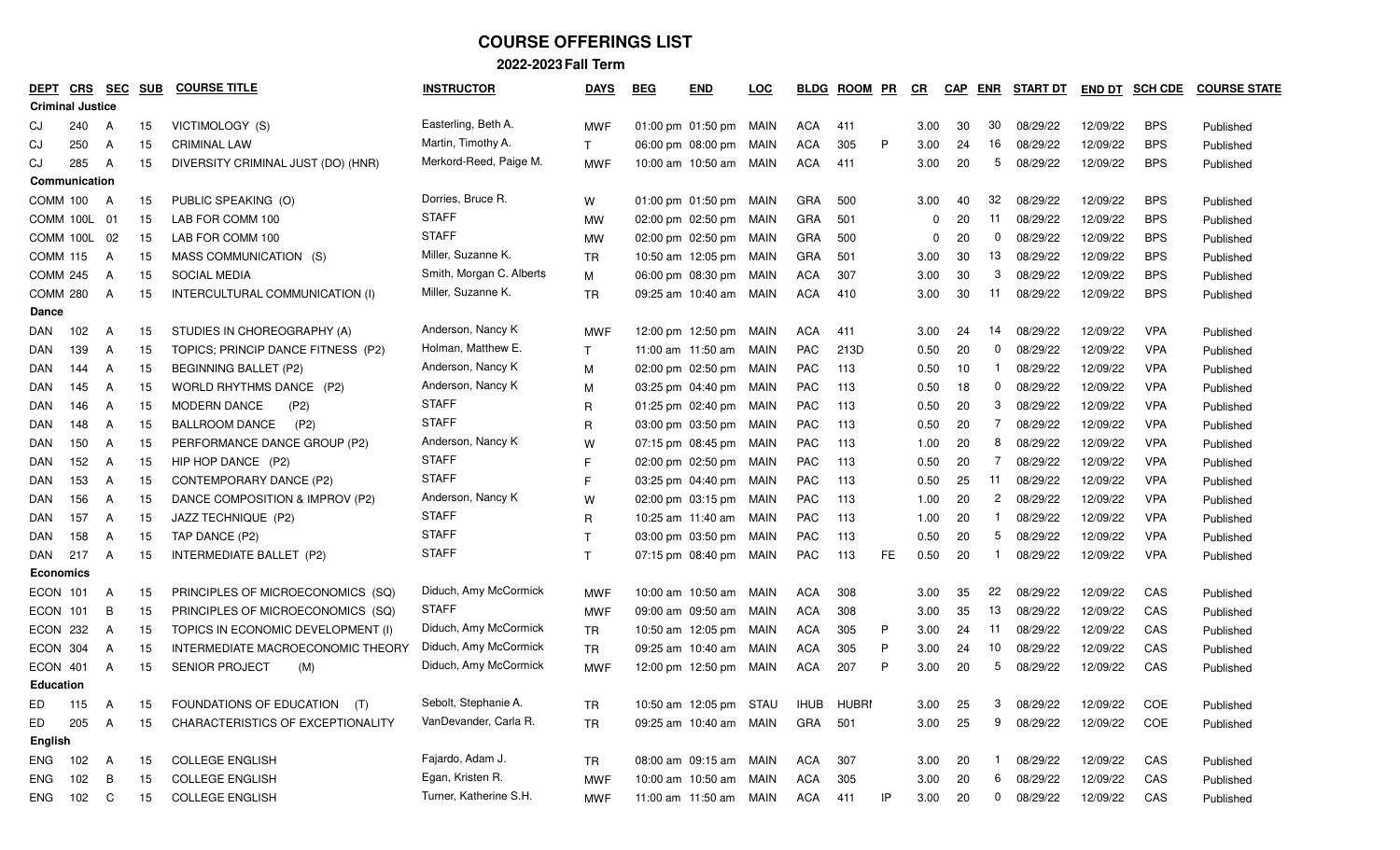# COURSE OFFERINGS LIST

## 2022-2023 Fall Term

| DEPT | CRS | SEC | SUB | COURSE TITLE | INSTRUCTOR | DAYS | BEG | END | LOC | BLDG | ROOM | PR | CR | CAP | ENR | START DT | END DT | SCH CDE | COURSE STATE |
|---|---|---|---|---|---|---|---|---|---|---|---|---|---|---|---|---|---|---|---|
| **Criminal Justice** | | | | | | | | | | | | | | | | | | | |
| CJ | 240 | A | 15 | VICTIMOLOGY (S) | Easterling, Beth A. | MWF | 01:00 pm | 01:50 pm | MAIN | ACA | 411 | | 3.00 | 30 | 30 | 08/29/22 | 12/09/22 | BPS | Published |
| CJ | 250 | A | 15 | CRIMINAL LAW | Martin, Timothy A. | T | 06:00 pm | 08:00 pm | MAIN | ACA | 305 | P | 3.00 | 24 | 16 | 08/29/22 | 12/09/22 | BPS | Published |
| CJ | 285 | A | 15 | DIVERSITY CRIMINAL JUST (DO) (HNR) | Merkord-Reed, Paige M. | MWF | 10:00 am | 10:50 am | MAIN | ACA | 411 | | 3.00 | 20 | 5 | 08/29/22 | 12/09/22 | BPS | Published |
| **Communication** | | | | | | | | | | | | | | | | | | | |
| COMM | 100 | A | 15 | PUBLIC SPEAKING (O) | Dorries, Bruce R. | W | 01:00 pm | 01:50 pm | MAIN | GRA | 500 | | 3.00 | 40 | 32 | 08/29/22 | 12/09/22 | BPS | Published |
| COMM | 100L | 01 | 15 | LAB FOR COMM 100 | STAFF | MW | 02:00 pm | 02:50 pm | MAIN | GRA | 501 | | 0 | 20 | 11 | 08/29/22 | 12/09/22 | BPS | Published |
| COMM | 100L | 02 | 15 | LAB FOR COMM 100 | STAFF | MW | 02:00 pm | 02:50 pm | MAIN | GRA | 500 | | 0 | 20 | 0 | 08/29/22 | 12/09/22 | BPS | Published |
| COMM | 115 | A | 15 | MASS COMMUNICATION (S) | Miller, Suzanne K. | TR | 10:50 am | 12:05 pm | MAIN | GRA | 501 | | 3.00 | 30 | 13 | 08/29/22 | 12/09/22 | BPS | Published |
| COMM | 245 | A | 15 | SOCIAL MEDIA | Smith, Morgan C. Alberts | M | 06:00 pm | 08:30 pm | MAIN | ACA | 307 | | 3.00 | 30 | 3 | 08/29/22 | 12/09/22 | BPS | Published |
| COMM | 280 | A | 15 | INTERCULTURAL COMMUNICATION (I) | Miller, Suzanne K. | TR | 09:25 am | 10:40 am | MAIN | ACA | 410 | | 3.00 | 30 | 11 | 08/29/22 | 12/09/22 | BPS | Published |
| **Dance** | | | | | | | | | | | | | | | | | | | |
| DAN | 102 | A | 15 | STUDIES IN CHOREOGRAPHY (A) | Anderson, Nancy K | MWF | 12:00 pm | 12:50 pm | MAIN | ACA | 411 | | 3.00 | 24 | 14 | 08/29/22 | 12/09/22 | VPA | Published |
| DAN | 139 | A | 15 | TOPICS; PRINCIP DANCE FITNESS (P2) | Holman, Matthew E. | T | 11:00 am | 11:50 am | MAIN | PAC | 213D | | 0.50 | 20 | 0 | 08/29/22 | 12/09/22 | VPA | Published |
| DAN | 144 | A | 15 | BEGINNING BALLET (P2) | Anderson, Nancy K | M | 02:00 pm | 02:50 pm | MAIN | PAC | 113 | | 0.50 | 10 | 1 | 08/29/22 | 12/09/22 | VPA | Published |
| DAN | 145 | A | 15 | WORLD RHYTHMS DANCE (P2) | Anderson, Nancy K | M | 03:25 pm | 04:40 pm | MAIN | PAC | 113 | | 0.50 | 18 | 0 | 08/29/22 | 12/09/22 | VPA | Published |
| DAN | 146 | A | 15 | MODERN DANCE (P2) | STAFF | R | 01:25 pm | 02:40 pm | MAIN | PAC | 113 | | 0.50 | 20 | 3 | 08/29/22 | 12/09/22 | VPA | Published |
| DAN | 148 | A | 15 | BALLROOM DANCE (P2) | STAFF | R | 03:00 pm | 03:50 pm | MAIN | PAC | 113 | | 0.50 | 20 | 7 | 08/29/22 | 12/09/22 | VPA | Published |
| DAN | 150 | A | 15 | PERFORMANCE DANCE GROUP (P2) | Anderson, Nancy K | W | 07:15 pm | 08:45 pm | MAIN | PAC | 113 | | 1.00 | 20 | 8 | 08/29/22 | 12/09/22 | VPA | Published |
| DAN | 152 | A | 15 | HIP HOP DANCE (P2) | STAFF | F | 02:00 pm | 02:50 pm | MAIN | PAC | 113 | | 0.50 | 20 | 7 | 08/29/22 | 12/09/22 | VPA | Published |
| DAN | 153 | A | 15 | CONTEMPORARY DANCE (P2) | STAFF | F | 03:25 pm | 04:40 pm | MAIN | PAC | 113 | | 0.50 | 25 | 11 | 08/29/22 | 12/09/22 | VPA | Published |
| DAN | 156 | A | 15 | DANCE COMPOSITION & IMPROV (P2) | Anderson, Nancy K | W | 02:00 pm | 03:15 pm | MAIN | PAC | 113 | | 1.00 | 20 | 2 | 08/29/22 | 12/09/22 | VPA | Published |
| DAN | 157 | A | 15 | JAZZ TECHNIQUE (P2) | STAFF | R | 10:25 am | 11:40 am | MAIN | PAC | 113 | | 1.00 | 20 | 1 | 08/29/22 | 12/09/22 | VPA | Published |
| DAN | 158 | A | 15 | TAP DANCE (P2) | STAFF | T | 03:00 pm | 03:50 pm | MAIN | PAC | 113 | | 0.50 | 20 | 5 | 08/29/22 | 12/09/22 | VPA | Published |
| DAN | 217 | A | 15 | INTERMEDIATE BALLET (P2) | STAFF | T | 07:15 pm | 08:40 pm | MAIN | PAC | 113 | FE | 0.50 | 20 | 1 | 08/29/22 | 12/09/22 | VPA | Published |
| **Economics** | | | | | | | | | | | | | | | | | | | |
| ECON | 101 | A | 15 | PRINCIPLES OF MICROECONOMICS (SQ) | Diduch, Amy McCormick | MWF | 10:00 am | 10:50 am | MAIN | ACA | 308 | | 3.00 | 35 | 22 | 08/29/22 | 12/09/22 | CAS | Published |
| ECON | 101 | B | 15 | PRINCIPLES OF MICROECONOMICS (SQ) | STAFF | MWF | 09:00 am | 09:50 am | MAIN | ACA | 308 | | 3.00 | 35 | 13 | 08/29/22 | 12/09/22 | CAS | Published |
| ECON | 232 | A | 15 | TOPICS IN ECONOMIC DEVELOPMENT (I) | Diduch, Amy McCormick | TR | 10:50 am | 12:05 pm | MAIN | ACA | 305 | P | 3.00 | 24 | 11 | 08/29/22 | 12/09/22 | CAS | Published |
| ECON | 304 | A | 15 | INTERMEDIATE MACROECONOMIC THEORY | Diduch, Amy McCormick | TR | 09:25 am | 10:40 am | MAIN | ACA | 305 | P | 3.00 | 24 | 10 | 08/29/22 | 12/09/22 | CAS | Published |
| ECON | 401 | A | 15 | SENIOR PROJECT (M) | Diduch, Amy McCormick | MWF | 12:00 pm | 12:50 pm | MAIN | ACA | 207 | P | 3.00 | 20 | 5 | 08/29/22 | 12/09/22 | CAS | Published |
| **Education** | | | | | | | | | | | | | | | | | | | |
| ED | 115 | A | 15 | FOUNDATIONS OF EDUCATION (T) | Sebolt, Stephanie A. | TR | 10:50 am | 12:05 pm | STAU | IHUB | HUBRI | | 3.00 | 25 | 3 | 08/29/22 | 12/09/22 | COE | Published |
| ED | 205 | A | 15 | CHARACTERISTICS OF EXCEPTIONALITY | VanDevander, Carla R. | TR | 09:25 am | 10:40 am | MAIN | GRA | 501 | | 3.00 | 25 | 9 | 08/29/22 | 12/09/22 | COE | Published |
| **English** | | | | | | | | | | | | | | | | | | | |
| ENG | 102 | A | 15 | COLLEGE ENGLISH | Fajardo, Adam J. | TR | 08:00 am | 09:15 am | MAIN | ACA | 307 | | 3.00 | 20 | 1 | 08/29/22 | 12/09/22 | CAS | Published |
| ENG | 102 | B | 15 | COLLEGE ENGLISH | Egan, Kristen R. | MWF | 10:00 am | 10:50 am | MAIN | ACA | 305 | | 3.00 | 20 | 6 | 08/29/22 | 12/09/22 | CAS | Published |
| ENG | 102 | C | 15 | COLLEGE ENGLISH | Turner, Katherine S.H. | MWF | 11:00 am | 11:50 am | MAIN | ACA | 411 | IP | 3.00 | 20 | 0 | 08/29/22 | 12/09/22 | CAS | Published |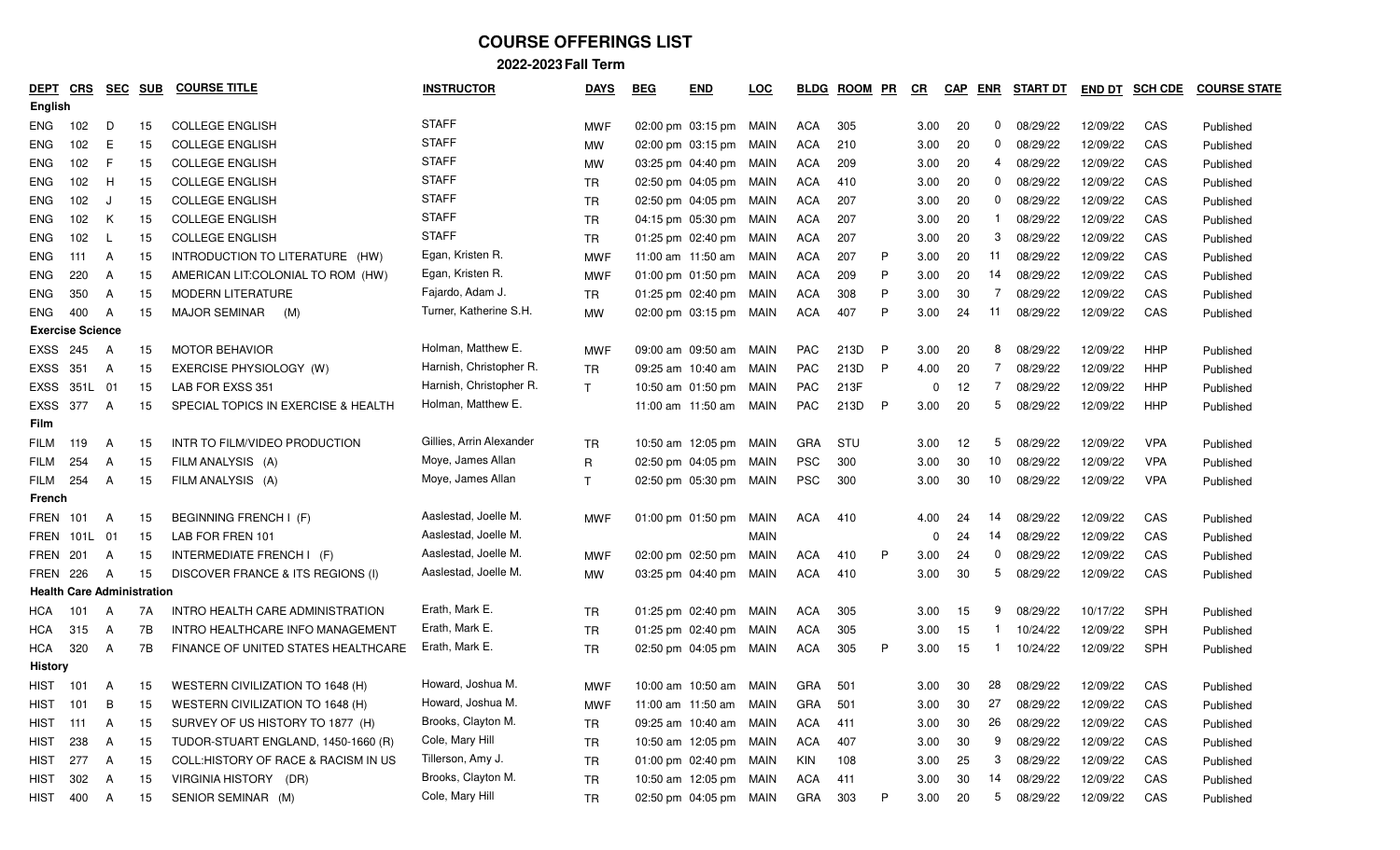# COURSE OFFERINGS LIST

## 2022-2023 Fall Term

| DEPT | CRS | SEC | SUB | COURSE TITLE | INSTRUCTOR | DAYS | BEG | END | LOC | BLDG | ROOM | PR | CR | CAP | ENR | START DT | END DT | SCH CDE | COURSE STATE |
|---|---|---|---|---|---|---|---|---|---|---|---|---|---|---|---|---|---|---|---|
| **English** | | | | | | | | | | | | | | | | | | | |
| ENG | 102 | D | 15 | COLLEGE ENGLISH | STAFF | MWF | 02:00 pm | 03:15 pm | MAIN | ACA | 305 | | 3.00 | 20 | 0 | 08/29/22 | 12/09/22 | CAS | Published |
| ENG | 102 | E | 15 | COLLEGE ENGLISH | STAFF | MW | 02:00 pm | 03:15 pm | MAIN | ACA | 210 | | 3.00 | 20 | 0 | 08/29/22 | 12/09/22 | CAS | Published |
| ENG | 102 | F | 15 | COLLEGE ENGLISH | STAFF | MW | 03:25 pm | 04:40 pm | MAIN | ACA | 209 | | 3.00 | 20 | 4 | 08/29/22 | 12/09/22 | CAS | Published |
| ENG | 102 | H | 15 | COLLEGE ENGLISH | STAFF | TR | 02:50 pm | 04:05 pm | MAIN | ACA | 410 | | 3.00 | 20 | 0 | 08/29/22 | 12/09/22 | CAS | Published |
| ENG | 102 | J | 15 | COLLEGE ENGLISH | STAFF | TR | 02:50 pm | 04:05 pm | MAIN | ACA | 207 | | 3.00 | 20 | 0 | 08/29/22 | 12/09/22 | CAS | Published |
| ENG | 102 | K | 15 | COLLEGE ENGLISH | STAFF | TR | 04:15 pm | 05:30 pm | MAIN | ACA | 207 | | 3.00 | 20 | 1 | 08/29/22 | 12/09/22 | CAS | Published |
| ENG | 102 | L | 15 | COLLEGE ENGLISH | STAFF | TR | 01:25 pm | 02:40 pm | MAIN | ACA | 207 | | 3.00 | 20 | 3 | 08/29/22 | 12/09/22 | CAS | Published |
| ENG | 111 | A | 15 | INTRODUCTION TO LITERATURE (HW) | Egan, Kristen R. | MWF | 11:00 am | 11:50 am | MAIN | ACA | 207 | P | 3.00 | 20 | 11 | 08/29/22 | 12/09/22 | CAS | Published |
| ENG | 220 | A | 15 | AMERICAN LIT:COLONIAL TO ROM (HW) | Egan, Kristen R. | MWF | 01:00 pm | 01:50 pm | MAIN | ACA | 209 | P | 3.00 | 20 | 14 | 08/29/22 | 12/09/22 | CAS | Published |
| ENG | 350 | A | 15 | MODERN LITERATURE | Fajardo, Adam J. | TR | 01:25 pm | 02:40 pm | MAIN | ACA | 308 | P | 3.00 | 30 | 7 | 08/29/22 | 12/09/22 | CAS | Published |
| ENG | 400 | A | 15 | MAJOR SEMINAR (M) | Turner, Katherine S.H. | MW | 02:00 pm | 03:15 pm | MAIN | ACA | 407 | P | 3.00 | 24 | 11 | 08/29/22 | 12/09/22 | CAS | Published |
| **Exercise Science** | | | | | | | | | | | | | | | | | | | |
| EXSS | 245 | A | 15 | MOTOR BEHAVIOR | Holman, Matthew E. | MWF | 09:00 am | 09:50 am | MAIN | PAC | 213D | P | 3.00 | 20 | 8 | 08/29/22 | 12/09/22 | HHP | Published |
| EXSS | 351 | A | 15 | EXERCISE PHYSIOLOGY (W) | Harnish, Christopher R. | TR | 09:25 am | 10:40 am | MAIN | PAC | 213D | P | 4.00 | 20 | 7 | 08/29/22 | 12/09/22 | HHP | Published |
| EXSS | 351L | 01 | 15 | LAB FOR EXSS 351 | Harnish, Christopher R. | T | 10:50 am | 01:50 pm | MAIN | PAC | 213F | | 0 | 12 | 7 | 08/29/22 | 12/09/22 | HHP | Published |
| EXSS | 377 | A | 15 | SPECIAL TOPICS IN EXERCISE & HEALTH | Holman, Matthew E. | | 11:00 am | 11:50 am | MAIN | PAC | 213D | P | 3.00 | 20 | 5 | 08/29/22 | 12/09/22 | HHP | Published |
| **Film** | | | | | | | | | | | | | | | | | | | |
| FILM | 119 | A | 15 | INTR TO FILM/VIDEO PRODUCTION | Gillies, Arrin Alexander | TR | 10:50 am | 12:05 pm | MAIN | GRA | STU | | 3.00 | 12 | 5 | 08/29/22 | 12/09/22 | VPA | Published |
| FILM | 254 | A | 15 | FILM ANALYSIS (A) | Moye, James Allan | R | 02:50 pm | 04:05 pm | MAIN | PSC | 300 | | 3.00 | 30 | 10 | 08/29/22 | 12/09/22 | VPA | Published |
| FILM | 254 | A | 15 | FILM ANALYSIS (A) | Moye, James Allan | T | 02:50 pm | 05:30 pm | MAIN | PSC | 300 | | 3.00 | 30 | 10 | 08/29/22 | 12/09/22 | VPA | Published |
| **French** | | | | | | | | | | | | | | | | | | | |
| FREN | 101 | A | 15 | BEGINNING FRENCH I (F) | Aaslestad, Joelle M. | MWF | 01:00 pm | 01:50 pm | MAIN | ACA | 410 | | 4.00 | 24 | 14 | 08/29/22 | 12/09/22 | CAS | Published |
| FREN | 101L | 01 | 15 | LAB FOR FREN 101 | Aaslestad, Joelle M. | | | | MAIN | | | | 0 | 24 | 14 | 08/29/22 | 12/09/22 | CAS | Published |
| FREN | 201 | A | 15 | INTERMEDIATE FRENCH I (F) | Aaslestad, Joelle M. | MWF | 02:00 pm | 02:50 pm | MAIN | ACA | 410 | P | 3.00 | 24 | 0 | 08/29/22 | 12/09/22 | CAS | Published |
| FREN | 226 | A | 15 | DISCOVER FRANCE & ITS REGIONS (I) | Aaslestad, Joelle M. | MW | 03:25 pm | 04:40 pm | MAIN | ACA | 410 | | 3.00 | 30 | 5 | 08/29/22 | 12/09/22 | CAS | Published |
| **Health Care Administration** | | | | | | | | | | | | | | | | | | | |
| HCA | 101 | A | 7A | INTRO HEALTH CARE ADMINISTRATION | Erath, Mark E. | TR | 01:25 pm | 02:40 pm | MAIN | ACA | 305 | | 3.00 | 15 | 9 | 08/29/22 | 10/17/22 | SPH | Published |
| HCA | 315 | A | 7B | INTRO HEALTHCARE INFO MANAGEMENT | Erath, Mark E. | TR | 01:25 pm | 02:40 pm | MAIN | ACA | 305 | | 3.00 | 15 | 1 | 10/24/22 | 12/09/22 | SPH | Published |
| HCA | 320 | A | 7B | FINANCE OF UNITED STATES HEALTHCARE | Erath, Mark E. | TR | 02:50 pm | 04:05 pm | MAIN | ACA | 305 | P | 3.00 | 15 | 1 | 10/24/22 | 12/09/22 | SPH | Published |
| **History** | | | | | | | | | | | | | | | | | | | |
| HIST | 101 | A | 15 | WESTERN CIVILIZATION TO 1648 (H) | Howard, Joshua M. | MWF | 10:00 am | 10:50 am | MAIN | GRA | 501 | | 3.00 | 30 | 28 | 08/29/22 | 12/09/22 | CAS | Published |
| HIST | 101 | B | 15 | WESTERN CIVILIZATION TO 1648 (H) | Howard, Joshua M. | MWF | 11:00 am | 11:50 am | MAIN | GRA | 501 | | 3.00 | 30 | 27 | 08/29/22 | 12/09/22 | CAS | Published |
| HIST | 111 | A | 15 | SURVEY OF US HISTORY TO 1877 (H) | Brooks, Clayton M. | TR | 09:25 am | 10:40 am | MAIN | ACA | 411 | | 3.00 | 30 | 26 | 08/29/22 | 12/09/22 | CAS | Published |
| HIST | 238 | A | 15 | TUDOR-STUART ENGLAND, 1450-1660 (R) | Cole, Mary Hill | TR | 10:50 am | 12:05 pm | MAIN | ACA | 407 | | 3.00 | 30 | 9 | 08/29/22 | 12/09/22 | CAS | Published |
| HIST | 277 | A | 15 | COLL:HISTORY OF RACE & RACISM IN US | Tillerson, Amy J. | TR | 01:00 pm | 02:40 pm | MAIN | KIN | 108 | | 3.00 | 25 | 3 | 08/29/22 | 12/09/22 | CAS | Published |
| HIST | 302 | A | 15 | VIRGINIA HISTORY (DR) | Brooks, Clayton M. | TR | 10:50 am | 12:05 pm | MAIN | ACA | 411 | | 3.00 | 30 | 14 | 08/29/22 | 12/09/22 | CAS | Published |
| HIST | 400 | A | 15 | SENIOR SEMINAR (M) | Cole, Mary Hill | TR | 02:50 pm | 04:05 pm | MAIN | GRA | 303 | P | 3.00 | 20 | 5 | 08/29/22 | 12/09/22 | CAS | Published |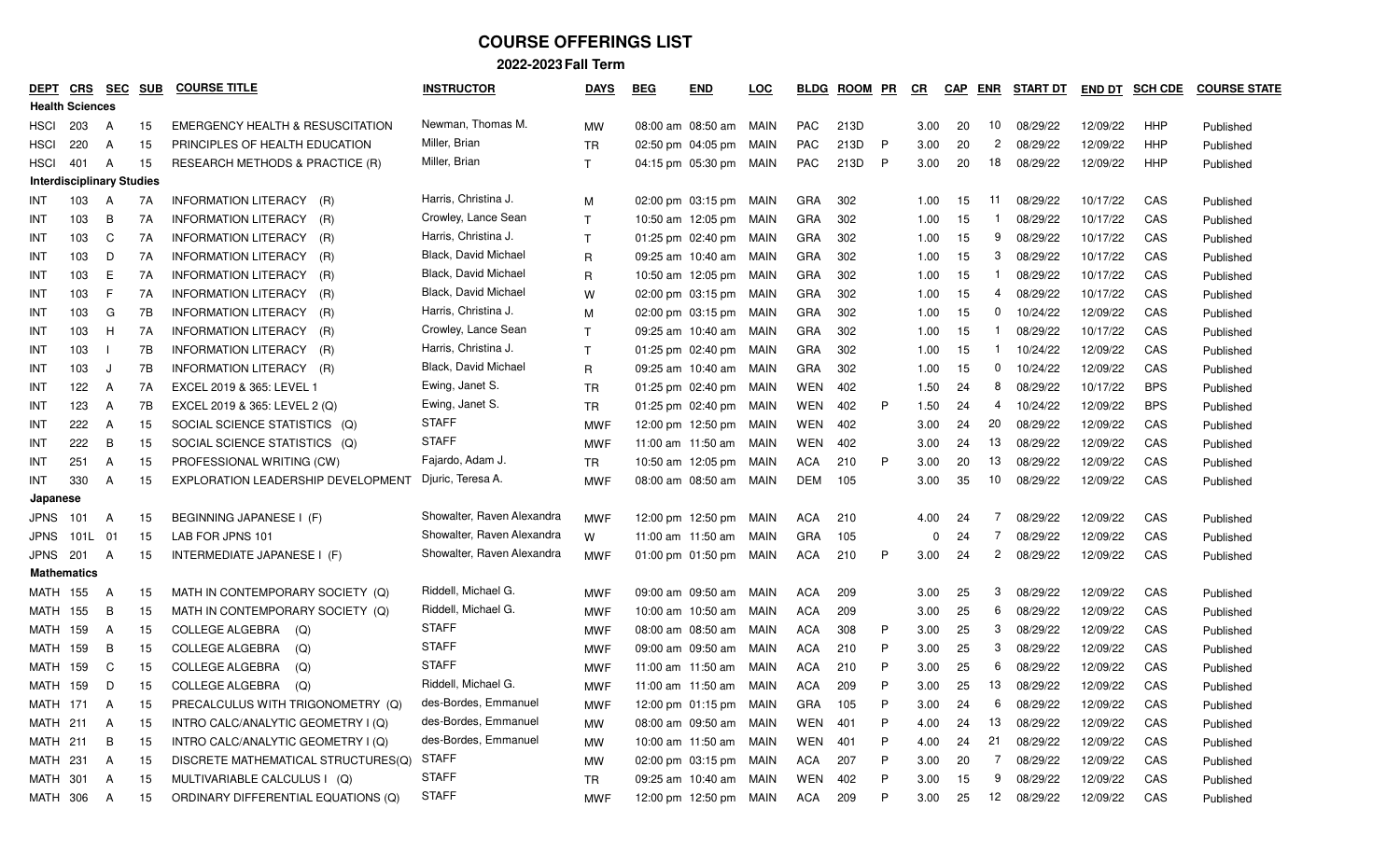# COURSE OFFERINGS LIST

## 2022-2023 Fall Term

| DEPT | CRS | SEC | SUB | COURSE TITLE | INSTRUCTOR | DAYS | BEG | END | LOC | BLDG | ROOM | PR | CR | CAP | ENR | START DT | END DT | SCH CDE | COURSE STATE |
|---|---|---|---|---|---|---|---|---|---|---|---|---|---|---|---|---|---|---|---|
| **Health Sciences** | | | | | | | | | | | | | | | | | | | |
| HSCI | 203 | A | 15 | EMERGENCY HEALTH & RESUSCITATION | Newman, Thomas M. | MW | 08:00 am | 08:50 am | MAIN | PAC | 213D | | 3.00 | 20 | 10 | 08/29/22 | 12/09/22 | HHP | Published |
| HSCI | 220 | A | 15 | PRINCIPLES OF HEALTH EDUCATION | Miller, Brian | TR | 02:50 pm | 04:05 pm | MAIN | PAC | 213D | P | 3.00 | 20 | 2 | 08/29/22 | 12/09/22 | HHP | Published |
| HSCI | 401 | A | 15 | RESEARCH METHODS & PRACTICE (R) | Miller, Brian | T | 04:15 pm | 05:30 pm | MAIN | PAC | 213D | P | 3.00 | 20 | 18 | 08/29/22 | 12/09/22 | HHP | Published |
| **Interdisciplinary Studies** | | | | | | | | | | | | | | | | | | | |
| INT | 103 | A | 7A | INFORMATION LITERACY (R) | Harris, Christina J. | M | 02:00 pm | 03:15 pm | MAIN | GRA | 302 | | 1.00 | 15 | 11 | 08/29/22 | 10/17/22 | CAS | Published |
| INT | 103 | B | 7A | INFORMATION LITERACY (R) | Crowley, Lance Sean | T | 10:50 am | 12:05 pm | MAIN | GRA | 302 | | 1.00 | 15 | 1 | 08/29/22 | 10/17/22 | CAS | Published |
| INT | 103 | C | 7A | INFORMATION LITERACY (R) | Harris, Christina J. | T | 01:25 pm | 02:40 pm | MAIN | GRA | 302 | | 1.00 | 15 | 9 | 08/29/22 | 10/17/22 | CAS | Published |
| INT | 103 | D | 7A | INFORMATION LITERACY (R) | Black, David Michael | R | 09:25 am | 10:40 am | MAIN | GRA | 302 | | 1.00 | 15 | 3 | 08/29/22 | 10/17/22 | CAS | Published |
| INT | 103 | E | 7A | INFORMATION LITERACY (R) | Black, David Michael | R | 10:50 am | 12:05 pm | MAIN | GRA | 302 | | 1.00 | 15 | 1 | 08/29/22 | 10/17/22 | CAS | Published |
| INT | 103 | F | 7A | INFORMATION LITERACY (R) | Black, David Michael | W | 02:00 pm | 03:15 pm | MAIN | GRA | 302 | | 1.00 | 15 | 4 | 08/29/22 | 10/17/22 | CAS | Published |
| INT | 103 | G | 7B | INFORMATION LITERACY (R) | Harris, Christina J. | M | 02:00 pm | 03:15 pm | MAIN | GRA | 302 | | 1.00 | 15 | 0 | 10/24/22 | 12/09/22 | CAS | Published |
| INT | 103 | H | 7A | INFORMATION LITERACY (R) | Crowley, Lance Sean | T | 09:25 am | 10:40 am | MAIN | GRA | 302 | | 1.00 | 15 | 1 | 08/29/22 | 10/17/22 | CAS | Published |
| INT | 103 | I | 7B | INFORMATION LITERACY (R) | Harris, Christina J. | T | 01:25 pm | 02:40 pm | MAIN | GRA | 302 | | 1.00 | 15 | 1 | 10/24/22 | 12/09/22 | CAS | Published |
| INT | 103 | J | 7B | INFORMATION LITERACY (R) | Black, David Michael | R | 09:25 am | 10:40 am | MAIN | GRA | 302 | | 1.00 | 15 | 0 | 10/24/22 | 12/09/22 | CAS | Published |
| INT | 122 | A | 7A | EXCEL 2019 & 365: LEVEL 1 | Ewing, Janet S. | TR | 01:25 pm | 02:40 pm | MAIN | WEN | 402 | | 1.50 | 24 | 8 | 08/29/22 | 10/17/22 | BPS | Published |
| INT | 123 | A | 7B | EXCEL 2019 & 365: LEVEL 2 (Q) | Ewing, Janet S. | TR | 01:25 pm | 02:40 pm | MAIN | WEN | 402 | P | 1.50 | 24 | 4 | 10/24/22 | 12/09/22 | BPS | Published |
| INT | 222 | A | 15 | SOCIAL SCIENCE STATISTICS (Q) | STAFF | MWF | 12:00 pm | 12:50 pm | MAIN | WEN | 402 | | 3.00 | 24 | 20 | 08/29/22 | 12/09/22 | CAS | Published |
| INT | 222 | B | 15 | SOCIAL SCIENCE STATISTICS (Q) | STAFF | MWF | 11:00 am | 11:50 am | MAIN | WEN | 402 | | 3.00 | 24 | 13 | 08/29/22 | 12/09/22 | CAS | Published |
| INT | 251 | A | 15 | PROFESSIONAL WRITING (CW) | Fajardo, Adam J. | TR | 10:50 am | 12:05 pm | MAIN | ACA | 210 | P | 3.00 | 20 | 13 | 08/29/22 | 12/09/22 | CAS | Published |
| INT | 330 | A | 15 | EXPLORATION LEADERSHIP DEVELOPMENT | Djuric, Teresa A. | MWF | 08:00 am | 08:50 am | MAIN | DEM | 105 | | 3.00 | 35 | 10 | 08/29/22 | 12/09/22 | CAS | Published |
| **Japanese** | | | | | | | | | | | | | | | | | | | |
| JPNS | 101 | A | 15 | BEGINNING JAPANESE I (F) | Showalter, Raven Alexandra | MWF | 12:00 pm | 12:50 pm | MAIN | ACA | 210 | | 4.00 | 24 | 7 | 08/29/22 | 12/09/22 | CAS | Published |
| JPNS | 101L | 01 | 15 | LAB FOR JPNS 101 | Showalter, Raven Alexandra | W | 11:00 am | 11:50 am | MAIN | GRA | 105 | | 0 | 24 | 7 | 08/29/22 | 12/09/22 | CAS | Published |
| JPNS | 201 | A | 15 | INTERMEDIATE JAPANESE I (F) | Showalter, Raven Alexandra | MWF | 01:00 pm | 01:50 pm | MAIN | ACA | 210 | P | 3.00 | 24 | 2 | 08/29/22 | 12/09/22 | CAS | Published |
| **Mathematics** | | | | | | | | | | | | | | | | | | | |
| MATH | 155 | A | 15 | MATH IN CONTEMPORARY SOCIETY (Q) | Riddell, Michael G. | MWF | 09:00 am | 09:50 am | MAIN | ACA | 209 | | 3.00 | 25 | 3 | 08/29/22 | 12/09/22 | CAS | Published |
| MATH | 155 | B | 15 | MATH IN CONTEMPORARY SOCIETY (Q) | Riddell, Michael G. | MWF | 10:00 am | 10:50 am | MAIN | ACA | 209 | | 3.00 | 25 | 6 | 08/29/22 | 12/09/22 | CAS | Published |
| MATH | 159 | A | 15 | COLLEGE ALGEBRA (Q) | STAFF | MWF | 08:00 am | 08:50 am | MAIN | ACA | 308 | P | 3.00 | 25 | 3 | 08/29/22 | 12/09/22 | CAS | Published |
| MATH | 159 | B | 15 | COLLEGE ALGEBRA (Q) | STAFF | MWF | 09:00 am | 09:50 am | MAIN | ACA | 210 | P | 3.00 | 25 | 3 | 08/29/22 | 12/09/22 | CAS | Published |
| MATH | 159 | C | 15 | COLLEGE ALGEBRA (Q) | STAFF | MWF | 11:00 am | 11:50 am | MAIN | ACA | 210 | P | 3.00 | 25 | 6 | 08/29/22 | 12/09/22 | CAS | Published |
| MATH | 159 | D | 15 | COLLEGE ALGEBRA (Q) | Riddell, Michael G. | MWF | 11:00 am | 11:50 am | MAIN | ACA | 209 | P | 3.00 | 25 | 13 | 08/29/22 | 12/09/22 | CAS | Published |
| MATH | 171 | A | 15 | PRECALCULUS WITH TRIGONOMETRY (Q) | des-Bordes, Emmanuel | MWF | 12:00 pm | 01:15 pm | MAIN | GRA | 105 | P | 3.00 | 24 | 6 | 08/29/22 | 12/09/22 | CAS | Published |
| MATH | 211 | A | 15 | INTRO CALC/ANALYTIC GEOMETRY I (Q) | des-Bordes, Emmanuel | MW | 08:00 am | 09:50 am | MAIN | WEN | 401 | P | 4.00 | 24 | 13 | 08/29/22 | 12/09/22 | CAS | Published |
| MATH | 211 | B | 15 | INTRO CALC/ANALYTIC GEOMETRY I (Q) | des-Bordes, Emmanuel | MW | 10:00 am | 11:50 am | MAIN | WEN | 401 | P | 4.00 | 24 | 21 | 08/29/22 | 12/09/22 | CAS | Published |
| MATH | 231 | A | 15 | DISCRETE MATHEMATICAL STRUCTURES(Q) | STAFF | MW | 02:00 pm | 03:15 pm | MAIN | ACA | 207 | P | 3.00 | 20 | 7 | 08/29/22 | 12/09/22 | CAS | Published |
| MATH | 301 | A | 15 | MULTIVARIABLE CALCULUS I (Q) | STAFF | TR | 09:25 am | 10:40 am | MAIN | WEN | 402 | P | 3.00 | 15 | 9 | 08/29/22 | 12/09/22 | CAS | Published |
| MATH | 306 | A | 15 | ORDINARY DIFFERENTIAL EQUATIONS (Q) | STAFF | MWF | 12:00 pm | 12:50 pm | MAIN | ACA | 209 | P | 3.00 | 25 | 12 | 08/29/22 | 12/09/22 | CAS | Published |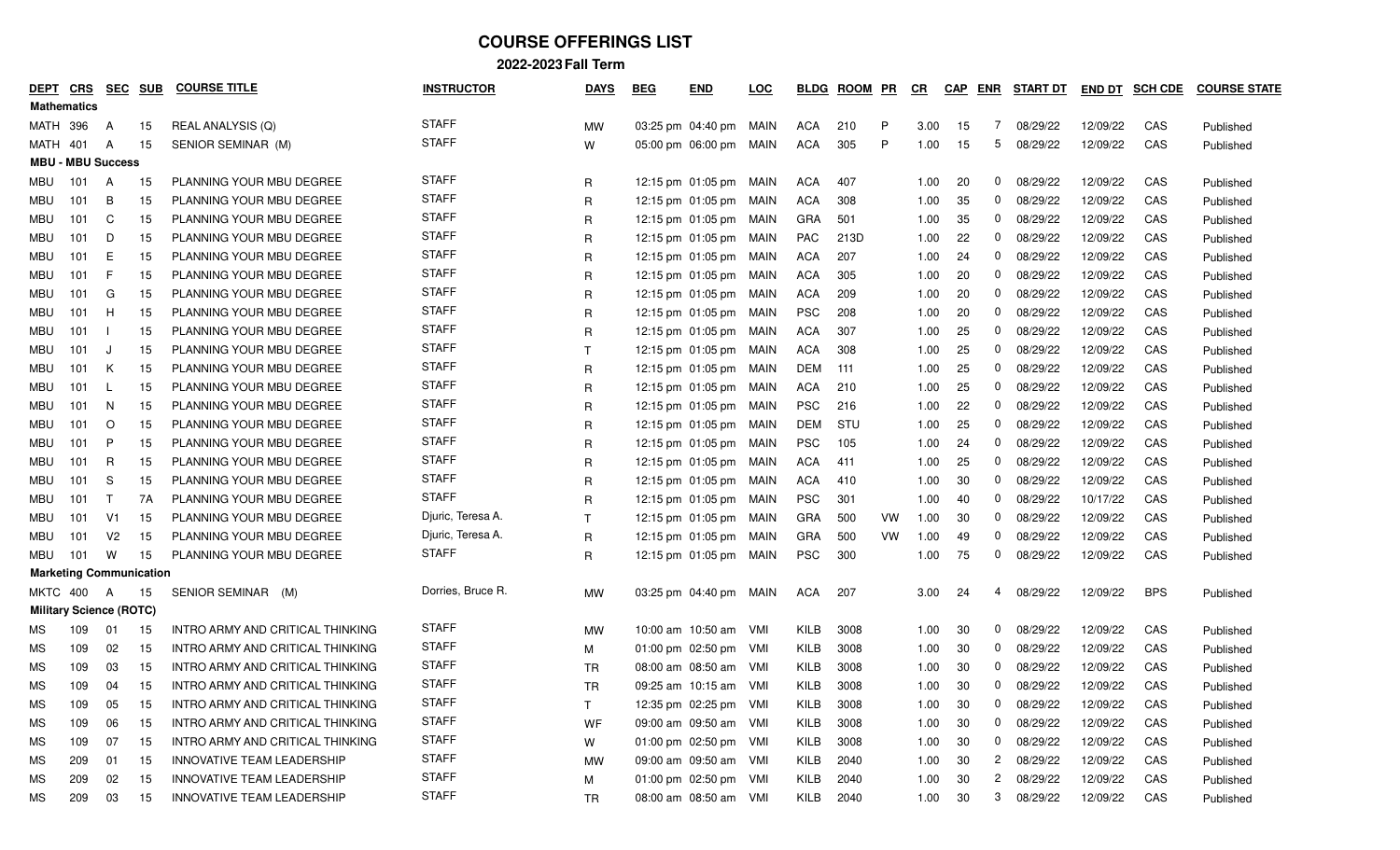# COURSE OFFERINGS LIST

## 2022-2023 Fall Term

| DEPT | CRS | SEC | SUB | COURSE TITLE | INSTRUCTOR | DAYS | BEG | END | LOC | BLDG | ROOM | PR | CR | CAP | ENR | START DT | END DT | SCH CDE | COURSE STATE |
|---|---|---|---|---|---|---|---|---|---|---|---|---|---|---|---|---|---|---|---|
| **Mathematics** | | | | | | | | | | | | | | | | | | | |
| MATH | 396 | A | 15 | REAL ANALYSIS (Q) | STAFF | MW | 03:25 pm | 04:40 pm | MAIN | ACA | 210 | P | 3.00 | 15 | 7 | 08/29/22 | 12/09/22 | CAS | Published |
| MATH | 401 | A | 15 | SENIOR SEMINAR (M) | STAFF | W | 05:00 pm | 06:00 pm | MAIN | ACA | 305 | P | 1.00 | 15 | 5 | 08/29/22 | 12/09/22 | CAS | Published |
| **MBU - MBU Success** | | | | | | | | | | | | | | | | | | | |
| MBU | 101 | A | 15 | PLANNING YOUR MBU DEGREE | STAFF | R | 12:15 pm | 01:05 pm | MAIN | ACA | 407 | | 1.00 | 20 | 0 | 08/29/22 | 12/09/22 | CAS | Published |
| MBU | 101 | B | 15 | PLANNING YOUR MBU DEGREE | STAFF | R | 12:15 pm | 01:05 pm | MAIN | ACA | 308 | | 1.00 | 35 | 0 | 08/29/22 | 12/09/22 | CAS | Published |
| MBU | 101 | C | 15 | PLANNING YOUR MBU DEGREE | STAFF | R | 12:15 pm | 01:05 pm | MAIN | GRA | 501 | | 1.00 | 35 | 0 | 08/29/22 | 12/09/22 | CAS | Published |
| MBU | 101 | D | 15 | PLANNING YOUR MBU DEGREE | STAFF | R | 12:15 pm | 01:05 pm | MAIN | PAC | 213D | | 1.00 | 22 | 0 | 08/29/22 | 12/09/22 | CAS | Published |
| MBU | 101 | E | 15 | PLANNING YOUR MBU DEGREE | STAFF | R | 12:15 pm | 01:05 pm | MAIN | ACA | 207 | | 1.00 | 24 | 0 | 08/29/22 | 12/09/22 | CAS | Published |
| MBU | 101 | F | 15 | PLANNING YOUR MBU DEGREE | STAFF | R | 12:15 pm | 01:05 pm | MAIN | ACA | 305 | | 1.00 | 20 | 0 | 08/29/22 | 12/09/22 | CAS | Published |
| MBU | 101 | G | 15 | PLANNING YOUR MBU DEGREE | STAFF | R | 12:15 pm | 01:05 pm | MAIN | ACA | 209 | | 1.00 | 20 | 0 | 08/29/22 | 12/09/22 | CAS | Published |
| MBU | 101 | H | 15 | PLANNING YOUR MBU DEGREE | STAFF | R | 12:15 pm | 01:05 pm | MAIN | PSC | 208 | | 1.00 | 20 | 0 | 08/29/22 | 12/09/22 | CAS | Published |
| MBU | 101 | I | 15 | PLANNING YOUR MBU DEGREE | STAFF | R | 12:15 pm | 01:05 pm | MAIN | ACA | 307 | | 1.00 | 25 | 0 | 08/29/22 | 12/09/22 | CAS | Published |
| MBU | 101 | J | 15 | PLANNING YOUR MBU DEGREE | STAFF | T | 12:15 pm | 01:05 pm | MAIN | ACA | 308 | | 1.00 | 25 | 0 | 08/29/22 | 12/09/22 | CAS | Published |
| MBU | 101 | K | 15 | PLANNING YOUR MBU DEGREE | STAFF | R | 12:15 pm | 01:05 pm | MAIN | DEM | 111 | | 1.00 | 25 | 0 | 08/29/22 | 12/09/22 | CAS | Published |
| MBU | 101 | L | 15 | PLANNING YOUR MBU DEGREE | STAFF | R | 12:15 pm | 01:05 pm | MAIN | ACA | 210 | | 1.00 | 25 | 0 | 08/29/22 | 12/09/22 | CAS | Published |
| MBU | 101 | N | 15 | PLANNING YOUR MBU DEGREE | STAFF | R | 12:15 pm | 01:05 pm | MAIN | PSC | 216 | | 1.00 | 22 | 0 | 08/29/22 | 12/09/22 | CAS | Published |
| MBU | 101 | O | 15 | PLANNING YOUR MBU DEGREE | STAFF | R | 12:15 pm | 01:05 pm | MAIN | DEM | STU | | 1.00 | 25 | 0 | 08/29/22 | 12/09/22 | CAS | Published |
| MBU | 101 | P | 15 | PLANNING YOUR MBU DEGREE | STAFF | R | 12:15 pm | 01:05 pm | MAIN | PSC | 105 | | 1.00 | 24 | 0 | 08/29/22 | 12/09/22 | CAS | Published |
| MBU | 101 | R | 15 | PLANNING YOUR MBU DEGREE | STAFF | R | 12:15 pm | 01:05 pm | MAIN | ACA | 411 | | 1.00 | 25 | 0 | 08/29/22 | 12/09/22 | CAS | Published |
| MBU | 101 | S | 15 | PLANNING YOUR MBU DEGREE | STAFF | R | 12:15 pm | 01:05 pm | MAIN | ACA | 410 | | 1.00 | 30 | 0 | 08/29/22 | 12/09/22 | CAS | Published |
| MBU | 101 | T | 7A | PLANNING YOUR MBU DEGREE | STAFF | R | 12:15 pm | 01:05 pm | MAIN | PSC | 301 | | 1.00 | 40 | 0 | 08/29/22 | 10/17/22 | CAS | Published |
| MBU | 101 | V1 | 15 | PLANNING YOUR MBU DEGREE | Djuric, Teresa A. | T | 12:15 pm | 01:05 pm | MAIN | GRA | 500 | VW | 1.00 | 30 | 0 | 08/29/22 | 12/09/22 | CAS | Published |
| MBU | 101 | V2 | 15 | PLANNING YOUR MBU DEGREE | Djuric, Teresa A. | R | 12:15 pm | 01:05 pm | MAIN | GRA | 500 | VW | 1.00 | 49 | 0 | 08/29/22 | 12/09/22 | CAS | Published |
| MBU | 101 | W | 15 | PLANNING YOUR MBU DEGREE | STAFF | R | 12:15 pm | 01:05 pm | MAIN | PSC | 300 | | 1.00 | 75 | 0 | 08/29/22 | 12/09/22 | CAS | Published |
| **Marketing Communication** | | | | | | | | | | | | | | | | | | | |
| MKTC | 400 | A | 15 | SENIOR SEMINAR (M) | Dorries, Bruce R. | MW | 03:25 pm | 04:40 pm | MAIN | ACA | 207 | | 3.00 | 24 | 4 | 08/29/22 | 12/09/22 | BPS | Published |
| **Military Science (ROTC)** | | | | | | | | | | | | | | | | | | | |
| MS | 109 | 01 | 15 | INTRO ARMY AND CRITICAL THINKING | STAFF | MW | 10:00 am | 10:50 am | VMI | KILB | 3008 | | 1.00 | 30 | 0 | 08/29/22 | 12/09/22 | CAS | Published |
| MS | 109 | 02 | 15 | INTRO ARMY AND CRITICAL THINKING | STAFF | M | 01:00 pm | 02:50 pm | VMI | KILB | 3008 | | 1.00 | 30 | 0 | 08/29/22 | 12/09/22 | CAS | Published |
| MS | 109 | 03 | 15 | INTRO ARMY AND CRITICAL THINKING | STAFF | TR | 08:00 am | 08:50 am | VMI | KILB | 3008 | | 1.00 | 30 | 0 | 08/29/22 | 12/09/22 | CAS | Published |
| MS | 109 | 04 | 15 | INTRO ARMY AND CRITICAL THINKING | STAFF | TR | 09:25 am | 10:15 am | VMI | KILB | 3008 | | 1.00 | 30 | 0 | 08/29/22 | 12/09/22 | CAS | Published |
| MS | 109 | 05 | 15 | INTRO ARMY AND CRITICAL THINKING | STAFF | T | 12:35 pm | 02:25 pm | VMI | KILB | 3008 | | 1.00 | 30 | 0 | 08/29/22 | 12/09/22 | CAS | Published |
| MS | 109 | 06 | 15 | INTRO ARMY AND CRITICAL THINKING | STAFF | WF | 09:00 am | 09:50 am | VMI | KILB | 3008 | | 1.00 | 30 | 0 | 08/29/22 | 12/09/22 | CAS | Published |
| MS | 109 | 07 | 15 | INTRO ARMY AND CRITICAL THINKING | STAFF | W | 01:00 pm | 02:50 pm | VMI | KILB | 3008 | | 1.00 | 30 | 0 | 08/29/22 | 12/09/22 | CAS | Published |
| MS | 209 | 01 | 15 | INNOVATIVE TEAM LEADERSHIP | STAFF | MW | 09:00 am | 09:50 am | VMI | KILB | 2040 | | 1.00 | 30 | 2 | 08/29/22 | 12/09/22 | CAS | Published |
| MS | 209 | 02 | 15 | INNOVATIVE TEAM LEADERSHIP | STAFF | M | 01:00 pm | 02:50 pm | VMI | KILB | 2040 | | 1.00 | 30 | 2 | 08/29/22 | 12/09/22 | CAS | Published |
| MS | 209 | 03 | 15 | INNOVATIVE TEAM LEADERSHIP | STAFF | TR | 08:00 am | 08:50 am | VMI | KILB | 2040 | | 1.00 | 30 | 3 | 08/29/22 | 12/09/22 | CAS | Published |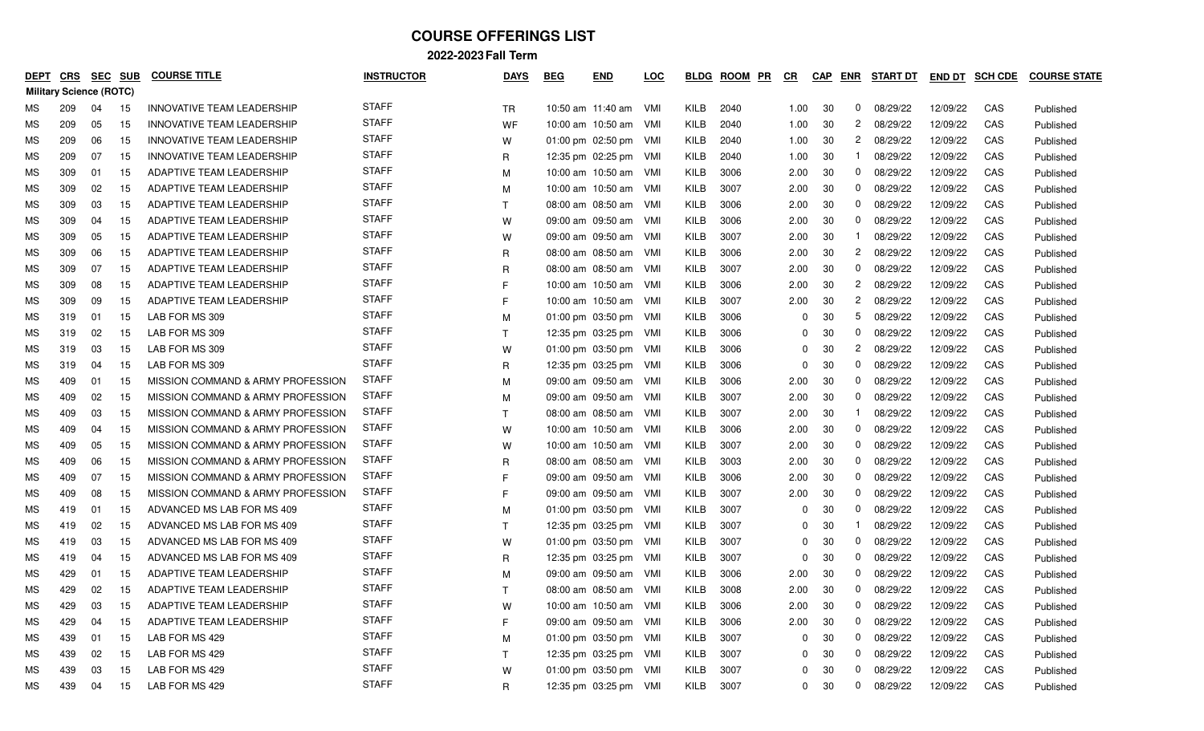# COURSE OFFERINGS LIST

## 2022-2023 Fall Term

| DEPT | CRS | SEC | SUB | COURSE TITLE | INSTRUCTOR | DAYS | BEG | END | LOC | BLDG | ROOM | PR | CR | CAP | ENR | START DT | END DT | SCH CDE | COURSE STATE |
|---|---|---|---|---|---|---|---|---|---|---|---|---|---|---|---|---|---|---|---|
| **Military Science (ROTC)** | | | | | | | | | | | | | | | | | | | |
| MS | 209 | 04 | 15 | INNOVATIVE TEAM LEADERSHIP | STAFF | TR | 10:50 am | 11:40 am | VMI | KILB | 2040 | | 1.00 | 30 | 0 | 08/29/22 | 12/09/22 | CAS | Published |
| MS | 209 | 05 | 15 | INNOVATIVE TEAM LEADERSHIP | STAFF | WF | 10:00 am | 10:50 am | VMI | KILB | 2040 | | 1.00 | 30 | 2 | 08/29/22 | 12/09/22 | CAS | Published |
| MS | 209 | 06 | 15 | INNOVATIVE TEAM LEADERSHIP | STAFF | W | 01:00 pm | 02:50 pm | VMI | KILB | 2040 | | 1.00 | 30 | 2 | 08/29/22 | 12/09/22 | CAS | Published |
| MS | 209 | 07 | 15 | INNOVATIVE TEAM LEADERSHIP | STAFF | R | 12:35 pm | 02:25 pm | VMI | KILB | 2040 | | 1.00 | 30 | 1 | 08/29/22 | 12/09/22 | CAS | Published |
| MS | 309 | 01 | 15 | ADAPTIVE TEAM LEADERSHIP | STAFF | M | 10:00 am | 10:50 am | VMI | KILB | 3006 | | 2.00 | 30 | 0 | 08/29/22 | 12/09/22 | CAS | Published |
| MS | 309 | 02 | 15 | ADAPTIVE TEAM LEADERSHIP | STAFF | M | 10:00 am | 10:50 am | VMI | KILB | 3007 | | 2.00 | 30 | 0 | 08/29/22 | 12/09/22 | CAS | Published |
| MS | 309 | 03 | 15 | ADAPTIVE TEAM LEADERSHIP | STAFF | T | 08:00 am | 08:50 am | VMI | KILB | 3006 | | 2.00 | 30 | 0 | 08/29/22 | 12/09/22 | CAS | Published |
| MS | 309 | 04 | 15 | ADAPTIVE TEAM LEADERSHIP | STAFF | W | 09:00 am | 09:50 am | VMI | KILB | 3006 | | 2.00 | 30 | 0 | 08/29/22 | 12/09/22 | CAS | Published |
| MS | 309 | 05 | 15 | ADAPTIVE TEAM LEADERSHIP | STAFF | W | 09:00 am | 09:50 am | VMI | KILB | 3007 | | 2.00 | 30 | 1 | 08/29/22 | 12/09/22 | CAS | Published |
| MS | 309 | 06 | 15 | ADAPTIVE TEAM LEADERSHIP | STAFF | R | 08:00 am | 08:50 am | VMI | KILB | 3006 | | 2.00 | 30 | 2 | 08/29/22 | 12/09/22 | CAS | Published |
| MS | 309 | 07 | 15 | ADAPTIVE TEAM LEADERSHIP | STAFF | R | 08:00 am | 08:50 am | VMI | KILB | 3007 | | 2.00 | 30 | 0 | 08/29/22 | 12/09/22 | CAS | Published |
| MS | 309 | 08 | 15 | ADAPTIVE TEAM LEADERSHIP | STAFF | F | 10:00 am | 10:50 am | VMI | KILB | 3006 | | 2.00 | 30 | 2 | 08/29/22 | 12/09/22 | CAS | Published |
| MS | 309 | 09 | 15 | ADAPTIVE TEAM LEADERSHIP | STAFF | F | 10:00 am | 10:50 am | VMI | KILB | 3007 | | 2.00 | 30 | 2 | 08/29/22 | 12/09/22 | CAS | Published |
| MS | 319 | 01 | 15 | LAB FOR MS 309 | STAFF | M | 01:00 pm | 03:50 pm | VMI | KILB | 3006 | | 0 | 30 | 5 | 08/29/22 | 12/09/22 | CAS | Published |
| MS | 319 | 02 | 15 | LAB FOR MS 309 | STAFF | T | 12:35 pm | 03:25 pm | VMI | KILB | 3006 | | 0 | 30 | 0 | 08/29/22 | 12/09/22 | CAS | Published |
| MS | 319 | 03 | 15 | LAB FOR MS 309 | STAFF | W | 01:00 pm | 03:50 pm | VMI | KILB | 3006 | | 0 | 30 | 2 | 08/29/22 | 12/09/22 | CAS | Published |
| MS | 319 | 04 | 15 | LAB FOR MS 309 | STAFF | R | 12:35 pm | 03:25 pm | VMI | KILB | 3006 | | 0 | 30 | 0 | 08/29/22 | 12/09/22 | CAS | Published |
| MS | 409 | 01 | 15 | MISSION COMMAND & ARMY PROFESSION | STAFF | M | 09:00 am | 09:50 am | VMI | KILB | 3006 | | 2.00 | 30 | 0 | 08/29/22 | 12/09/22 | CAS | Published |
| MS | 409 | 02 | 15 | MISSION COMMAND & ARMY PROFESSION | STAFF | M | 09:00 am | 09:50 am | VMI | KILB | 3007 | | 2.00 | 30 | 0 | 08/29/22 | 12/09/22 | CAS | Published |
| MS | 409 | 03 | 15 | MISSION COMMAND & ARMY PROFESSION | STAFF | T | 08:00 am | 08:50 am | VMI | KILB | 3007 | | 2.00 | 30 | 1 | 08/29/22 | 12/09/22 | CAS | Published |
| MS | 409 | 04 | 15 | MISSION COMMAND & ARMY PROFESSION | STAFF | W | 10:00 am | 10:50 am | VMI | KILB | 3006 | | 2.00 | 30 | 0 | 08/29/22 | 12/09/22 | CAS | Published |
| MS | 409 | 05 | 15 | MISSION COMMAND & ARMY PROFESSION | STAFF | W | 10:00 am | 10:50 am | VMI | KILB | 3007 | | 2.00 | 30 | 0 | 08/29/22 | 12/09/22 | CAS | Published |
| MS | 409 | 06 | 15 | MISSION COMMAND & ARMY PROFESSION | STAFF | R | 08:00 am | 08:50 am | VMI | KILB | 3003 | | 2.00 | 30 | 0 | 08/29/22 | 12/09/22 | CAS | Published |
| MS | 409 | 07 | 15 | MISSION COMMAND & ARMY PROFESSION | STAFF | F | 09:00 am | 09:50 am | VMI | KILB | 3006 | | 2.00 | 30 | 0 | 08/29/22 | 12/09/22 | CAS | Published |
| MS | 409 | 08 | 15 | MISSION COMMAND & ARMY PROFESSION | STAFF | F | 09:00 am | 09:50 am | VMI | KILB | 3007 | | 2.00 | 30 | 0 | 08/29/22 | 12/09/22 | CAS | Published |
| MS | 419 | 01 | 15 | ADVANCED MS LAB FOR MS 409 | STAFF | M | 01:00 pm | 03:50 pm | VMI | KILB | 3007 | | 0 | 30 | 0 | 08/29/22 | 12/09/22 | CAS | Published |
| MS | 419 | 02 | 15 | ADVANCED MS LAB FOR MS 409 | STAFF | T | 12:35 pm | 03:25 pm | VMI | KILB | 3007 | | 0 | 30 | 1 | 08/29/22 | 12/09/22 | CAS | Published |
| MS | 419 | 03 | 15 | ADVANCED MS LAB FOR MS 409 | STAFF | W | 01:00 pm | 03:50 pm | VMI | KILB | 3007 | | 0 | 30 | 0 | 08/29/22 | 12/09/22 | CAS | Published |
| MS | 419 | 04 | 15 | ADVANCED MS LAB FOR MS 409 | STAFF | R | 12:35 pm | 03:25 pm | VMI | KILB | 3007 | | 0 | 30 | 0 | 08/29/22 | 12/09/22 | CAS | Published |
| MS | 429 | 01 | 15 | ADAPTIVE TEAM LEADERSHIP | STAFF | M | 09:00 am | 09:50 am | VMI | KILB | 3006 | | 2.00 | 30 | 0 | 08/29/22 | 12/09/22 | CAS | Published |
| MS | 429 | 02 | 15 | ADAPTIVE TEAM LEADERSHIP | STAFF | T | 08:00 am | 08:50 am | VMI | KILB | 3008 | | 2.00 | 30 | 0 | 08/29/22 | 12/09/22 | CAS | Published |
| MS | 429 | 03 | 15 | ADAPTIVE TEAM LEADERSHIP | STAFF | W | 10:00 am | 10:50 am | VMI | KILB | 3006 | | 2.00 | 30 | 0 | 08/29/22 | 12/09/22 | CAS | Published |
| MS | 429 | 04 | 15 | ADAPTIVE TEAM LEADERSHIP | STAFF | F | 09:00 am | 09:50 am | VMI | KILB | 3006 | | 2.00 | 30 | 0 | 08/29/22 | 12/09/22 | CAS | Published |
| MS | 439 | 01 | 15 | LAB FOR MS 429 | STAFF | M | 01:00 pm | 03:50 pm | VMI | KILB | 3007 | | 0 | 30 | 0 | 08/29/22 | 12/09/22 | CAS | Published |
| MS | 439 | 02 | 15 | LAB FOR MS 429 | STAFF | T | 12:35 pm | 03:25 pm | VMI | KILB | 3007 | | 0 | 30 | 0 | 08/29/22 | 12/09/22 | CAS | Published |
| MS | 439 | 03 | 15 | LAB FOR MS 429 | STAFF | W | 01:00 pm | 03:50 pm | VMI | KILB | 3007 | | 0 | 30 | 0 | 08/29/22 | 12/09/22 | CAS | Published |
| MS | 439 | 04 | 15 | LAB FOR MS 429 | STAFF | R | 12:35 pm | 03:25 pm | VMI | KILB | 3007 | | 0 | 30 | 0 | 08/29/22 | 12/09/22 | CAS | Published |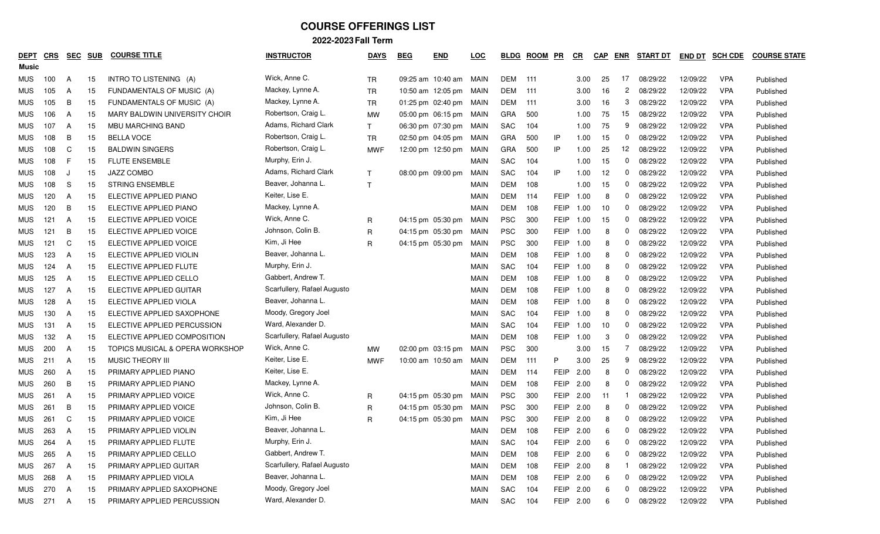# COURSE OFFERINGS LIST

## 2022-2023 Fall Term

| DEPT | CRS | SEC | SUB | COURSE TITLE | INSTRUCTOR | DAYS | BEG | END | LOC | BLDG | ROOM | PR | CR | CAP | ENR | START DT | END DT | SCH CDE | COURSE STATE |
|---|---|---|---|---|---|---|---|---|---|---|---|---|---|---|---|---|---|---|---|
| **Music** | | | | | | | | | | | | | | | | | | | |
| MUS | 100 | A | 15 | INTRO TO LISTENING (A) | Wick, Anne C. | TR | 09:25 am | 10:40 am | MAIN | DEM | 111 | | 3.00 | 25 | 17 | 08/29/22 | 12/09/22 | VPA | Published |
| MUS | 105 | A | 15 | FUNDAMENTALS OF MUSIC (A) | Mackey, Lynne A. | TR | 10:50 am | 12:05 pm | MAIN | DEM | 111 | | 3.00 | 16 | 2 | 08/29/22 | 12/09/22 | VPA | Published |
| MUS | 105 | B | 15 | FUNDAMENTALS OF MUSIC (A) | Mackey, Lynne A. | TR | 01:25 pm | 02:40 pm | MAIN | DEM | 111 | | 3.00 | 16 | 3 | 08/29/22 | 12/09/22 | VPA | Published |
| MUS | 106 | A | 15 | MARY BALDWIN UNIVERSITY CHOIR | Robertson, Craig L. | MW | 05:00 pm | 06:15 pm | MAIN | GRA | 500 | | 1.00 | 75 | 15 | 08/29/22 | 12/09/22 | VPA | Published |
| MUS | 107 | A | 15 | MBU MARCHING BAND | Adams, Richard Clark | T | 06:30 pm | 07:30 pm | MAIN | SAC | 104 | | 1.00 | 75 | 9 | 08/29/22 | 12/09/22 | VPA | Published |
| MUS | 108 | B | 15 | BELLA VOCE | Robertson, Craig L. | TR | 02:50 pm | 04:05 pm | MAIN | GRA | 500 | IP | 1.00 | 15 | 0 | 08/29/22 | 12/09/22 | VPA | Published |
| MUS | 108 | C | 15 | BALDWIN SINGERS | Robertson, Craig L. | MWF | 12:00 pm | 12:50 pm | MAIN | GRA | 500 | IP | 1.00 | 25 | 12 | 08/29/22 | 12/09/22 | VPA | Published |
| MUS | 108 | F | 15 | FLUTE ENSEMBLE | Murphy, Erin J. | | | | MAIN | SAC | 104 | | 1.00 | 15 | 0 | 08/29/22 | 12/09/22 | VPA | Published |
| MUS | 108 | J | 15 | JAZZ COMBO | Adams, Richard Clark | T | 08:00 pm | 09:00 pm | MAIN | SAC | 104 | IP | 1.00 | 12 | 0 | 08/29/22 | 12/09/22 | VPA | Published |
| MUS | 108 | S | 15 | STRING ENSEMBLE | Beaver, Johanna L. | T | | | MAIN | DEM | 108 | | 1.00 | 15 | 0 | 08/29/22 | 12/09/22 | VPA | Published |
| MUS | 120 | A | 15 | ELECTIVE APPLIED PIANO | Keiter, Lise E. | | | | MAIN | DEM | 114 | FEIP | 1.00 | 8 | 0 | 08/29/22 | 12/09/22 | VPA | Published |
| MUS | 120 | B | 15 | ELECTIVE APPLIED PIANO | Mackey, Lynne A. | | | | MAIN | DEM | 108 | FEIP | 1.00 | 10 | 0 | 08/29/22 | 12/09/22 | VPA | Published |
| MUS | 121 | A | 15 | ELECTIVE APPLIED VOICE | Wick, Anne C. | R | 04:15 pm | 05:30 pm | MAIN | PSC | 300 | FEIP | 1.00 | 15 | 0 | 08/29/22 | 12/09/22 | VPA | Published |
| MUS | 121 | B | 15 | ELECTIVE APPLIED VOICE | Johnson, Colin B. | R | 04:15 pm | 05:30 pm | MAIN | PSC | 300 | FEIP | 1.00 | 8 | 0 | 08/29/22 | 12/09/22 | VPA | Published |
| MUS | 121 | C | 15 | ELECTIVE APPLIED VOICE | Kim, Ji Hee | R | 04:15 pm | 05:30 pm | MAIN | PSC | 300 | FEIP | 1.00 | 8 | 0 | 08/29/22 | 12/09/22 | VPA | Published |
| MUS | 123 | A | 15 | ELECTIVE APPLIED VIOLIN | Beaver, Johanna L. | | | | MAIN | DEM | 108 | FEIP | 1.00 | 8 | 0 | 08/29/22 | 12/09/22 | VPA | Published |
| MUS | 124 | A | 15 | ELECTIVE APPLIED FLUTE | Murphy, Erin J. | | | | MAIN | SAC | 104 | FEIP | 1.00 | 8 | 0 | 08/29/22 | 12/09/22 | VPA | Published |
| MUS | 125 | A | 15 | ELECTIVE APPLIED CELLO | Gabbert, Andrew T. | | | | MAIN | DEM | 108 | FEIP | 1.00 | 8 | 0 | 08/29/22 | 12/09/22 | VPA | Published |
| MUS | 127 | A | 15 | ELECTIVE APPLIED GUITAR | Scarfullery, Rafael Augusto | | | | MAIN | DEM | 108 | FEIP | 1.00 | 8 | 0 | 08/29/22 | 12/09/22 | VPA | Published |
| MUS | 128 | A | 15 | ELECTIVE APPLIED VIOLA | Beaver, Johanna L. | | | | MAIN | DEM | 108 | FEIP | 1.00 | 8 | 0 | 08/29/22 | 12/09/22 | VPA | Published |
| MUS | 130 | A | 15 | ELECTIVE APPLIED SAXOPHONE | Moody, Gregory Joel | | | | MAIN | SAC | 104 | FEIP | 1.00 | 8 | 0 | 08/29/22 | 12/09/22 | VPA | Published |
| MUS | 131 | A | 15 | ELECTIVE APPLIED PERCUSSION | Ward, Alexander D. | | | | MAIN | SAC | 104 | FEIP | 1.00 | 10 | 0 | 08/29/22 | 12/09/22 | VPA | Published |
| MUS | 132 | A | 15 | ELECTIVE APPLIED COMPOSITION | Scarfullery, Rafael Augusto | | | | MAIN | DEM | 108 | FEIP | 1.00 | 3 | 0 | 08/29/22 | 12/09/22 | VPA | Published |
| MUS | 200 | A | 15 | TOPICS MUSICAL & OPERA WORKSHOP | Wick, Anne C. | MW | 02:00 pm | 03:15 pm | MAIN | PSC | 300 | | 3.00 | 15 | 7 | 08/29/22 | 12/09/22 | VPA | Published |
| MUS | 211 | A | 15 | MUSIC THEORY III | Keiter, Lise E. | MWF | 10:00 am | 10:50 am | MAIN | DEM | 111 | P | 3.00 | 25 | 9 | 08/29/22 | 12/09/22 | VPA | Published |
| MUS | 260 | A | 15 | PRIMARY APPLIED PIANO | Keiter, Lise E. | | | | MAIN | DEM | 114 | FEIP | 2.00 | 8 | 0 | 08/29/22 | 12/09/22 | VPA | Published |
| MUS | 260 | B | 15 | PRIMARY APPLIED PIANO | Mackey, Lynne A. | | | | MAIN | DEM | 108 | FEIP | 2.00 | 8 | 0 | 08/29/22 | 12/09/22 | VPA | Published |
| MUS | 261 | A | 15 | PRIMARY APPLIED VOICE | Wick, Anne C. | R | 04:15 pm | 05:30 pm | MAIN | PSC | 300 | FEIP | 2.00 | 11 | 1 | 08/29/22 | 12/09/22 | VPA | Published |
| MUS | 261 | B | 15 | PRIMARY APPLIED VOICE | Johnson, Colin B. | R | 04:15 pm | 05:30 pm | MAIN | PSC | 300 | FEIP | 2.00 | 8 | 0 | 08/29/22 | 12/09/22 | VPA | Published |
| MUS | 261 | C | 15 | PRIMARY APPLIED VOICE | Kim, Ji Hee | R | 04:15 pm | 05:30 pm | MAIN | PSC | 300 | FEIP | 2.00 | 8 | 0 | 08/29/22 | 12/09/22 | VPA | Published |
| MUS | 263 | A | 15 | PRIMARY APPLIED VIOLIN | Beaver, Johanna L. | | | | MAIN | DEM | 108 | FEIP | 2.00 | 6 | 0 | 08/29/22 | 12/09/22 | VPA | Published |
| MUS | 264 | A | 15 | PRIMARY APPLIED FLUTE | Murphy, Erin J. | | | | MAIN | SAC | 104 | FEIP | 2.00 | 6 | 0 | 08/29/22 | 12/09/22 | VPA | Published |
| MUS | 265 | A | 15 | PRIMARY APPLIED CELLO | Gabbert, Andrew T. | | | | MAIN | DEM | 108 | FEIP | 2.00 | 6 | 0 | 08/29/22 | 12/09/22 | VPA | Published |
| MUS | 267 | A | 15 | PRIMARY APPLIED GUITAR | Scarfullery, Rafael Augusto | | | | MAIN | DEM | 108 | FEIP | 2.00 | 8 | 1 | 08/29/22 | 12/09/22 | VPA | Published |
| MUS | 268 | A | 15 | PRIMARY APPLIED VIOLA | Beaver, Johanna L. | | | | MAIN | DEM | 108 | FEIP | 2.00 | 6 | 0 | 08/29/22 | 12/09/22 | VPA | Published |
| MUS | 270 | A | 15 | PRIMARY APPLIED SAXOPHONE | Moody, Gregory Joel | | | | MAIN | SAC | 104 | FEIP | 2.00 | 6 | 0 | 08/29/22 | 12/09/22 | VPA | Published |
| MUS | 271 | A | 15 | PRIMARY APPLIED PERCUSSION | Ward, Alexander D. | | | | MAIN | SAC | 104 | FEIP | 2.00 | 6 | 0 | 08/29/22 | 12/09/22 | VPA | Published |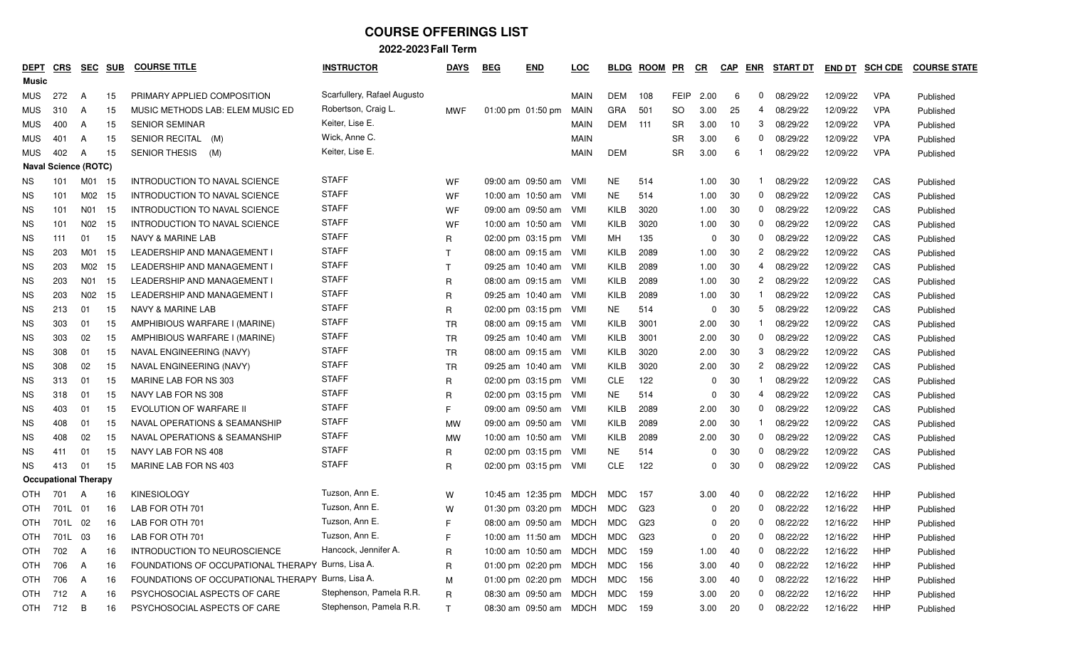# COURSE OFFERINGS LIST

## 2022-2023 Fall Term

| DEPT | CRS | SEC | SUB | COURSE TITLE | INSTRUCTOR | DAYS | BEG | END | LOC | BLDG | ROOM | PR | CR | CAP | ENR | START DT | END DT | SCH CDE | COURSE STATE |
|---|---|---|---|---|---|---|---|---|---|---|---|---|---|---|---|---|---|---|---|
| **Music** | | | | | | | | | | | | | | | | | | | |
| MUS | 272 | A | 15 | PRIMARY APPLIED COMPOSITION | Scarfullery, Rafael Augusto | | | | MAIN | DEM | 108 | FEIP | 2.00 | 6 | 0 | 08/29/22 | 12/09/22 | VPA | Published |
| MUS | 310 | A | 15 | MUSIC METHODS LAB: ELEM MUSIC ED | Robertson, Craig L. | MWF | 01:00 pm | 01:50 pm | MAIN | GRA | 501 | SO | 3.00 | 25 | 4 | 08/29/22 | 12/09/22 | VPA | Published |
| MUS | 400 | A | 15 | SENIOR SEMINAR | Keiter, Lise E. | | | | MAIN | DEM | 111 | SR | 3.00 | 10 | 3 | 08/29/22 | 12/09/22 | VPA | Published |
| MUS | 401 | A | 15 | SENIOR RECITAL (M) | Wick, Anne C. | | | | MAIN | | | SR | 3.00 | 6 | 0 | 08/29/22 | 12/09/22 | VPA | Published |
| MUS | 402 | A | 15 | SENIOR THESIS (M) | Keiter, Lise E. | | | | MAIN | DEM | | SR | 3.00 | 6 | 1 | 08/29/22 | 12/09/22 | VPA | Published |
| **Naval Science (ROTC)** | | | | | | | | | | | | | | | | | | | |
| NS | 101 | M01 | 15 | INTRODUCTION TO NAVAL SCIENCE | STAFF | WF | 09:00 am | 09:50 am | VMI | NE | 514 | | 1.00 | 30 | 1 | 08/29/22 | 12/09/22 | CAS | Published |
| NS | 101 | M02 | 15 | INTRODUCTION TO NAVAL SCIENCE | STAFF | WF | 10:00 am | 10:50 am | VMI | NE | 514 | | 1.00 | 30 | 0 | 08/29/22 | 12/09/22 | CAS | Published |
| NS | 101 | N01 | 15 | INTRODUCTION TO NAVAL SCIENCE | STAFF | WF | 09:00 am | 09:50 am | VMI | KILB | 3020 | | 1.00 | 30 | 0 | 08/29/22 | 12/09/22 | CAS | Published |
| NS | 101 | N02 | 15 | INTRODUCTION TO NAVAL SCIENCE | STAFF | WF | 10:00 am | 10:50 am | VMI | KILB | 3020 | | 1.00 | 30 | 0 | 08/29/22 | 12/09/22 | CAS | Published |
| NS | 111 | 01 | 15 | NAVY & MARINE LAB | STAFF | R | 02:00 pm | 03:15 pm | VMI | MH | 135 | | 0 | 30 | 0 | 08/29/22 | 12/09/22 | CAS | Published |
| NS | 203 | M01 | 15 | LEADERSHIP AND MANAGEMENT I | STAFF | T | 08:00 am | 09:15 am | VMI | KILB | 2089 | | 1.00 | 30 | 2 | 08/29/22 | 12/09/22 | CAS | Published |
| NS | 203 | M02 | 15 | LEADERSHIP AND MANAGEMENT I | STAFF | T | 09:25 am | 10:40 am | VMI | KILB | 2089 | | 1.00 | 30 | 4 | 08/29/22 | 12/09/22 | CAS | Published |
| NS | 203 | N01 | 15 | LEADERSHIP AND MANAGEMENT I | STAFF | R | 08:00 am | 09:15 am | VMI | KILB | 2089 | | 1.00 | 30 | 2 | 08/29/22 | 12/09/22 | CAS | Published |
| NS | 203 | N02 | 15 | LEADERSHIP AND MANAGEMENT I | STAFF | R | 09:25 am | 10:40 am | VMI | KILB | 2089 | | 1.00 | 30 | 1 | 08/29/22 | 12/09/22 | CAS | Published |
| NS | 213 | 01 | 15 | NAVY & MARINE LAB | STAFF | R | 02:00 pm | 03:15 pm | VMI | NE | 514 | | 0 | 30 | 5 | 08/29/22 | 12/09/22 | CAS | Published |
| NS | 303 | 01 | 15 | AMPHIBIOUS WARFARE I (MARINE) | STAFF | TR | 08:00 am | 09:15 am | VMI | KILB | 3001 | | 2.00 | 30 | 1 | 08/29/22 | 12/09/22 | CAS | Published |
| NS | 303 | 02 | 15 | AMPHIBIOUS WARFARE I (MARINE) | STAFF | TR | 09:25 am | 10:40 am | VMI | KILB | 3001 | | 2.00 | 30 | 0 | 08/29/22 | 12/09/22 | CAS | Published |
| NS | 308 | 01 | 15 | NAVAL ENGINEERING (NAVY) | STAFF | TR | 08:00 am | 09:15 am | VMI | KILB | 3020 | | 2.00 | 30 | 3 | 08/29/22 | 12/09/22 | CAS | Published |
| NS | 308 | 02 | 15 | NAVAL ENGINEERING (NAVY) | STAFF | TR | 09:25 am | 10:40 am | VMI | KILB | 3020 | | 2.00 | 30 | 2 | 08/29/22 | 12/09/22 | CAS | Published |
| NS | 313 | 01 | 15 | MARINE LAB FOR NS 303 | STAFF | R | 02:00 pm | 03:15 pm | VMI | CLE | 122 | | 0 | 30 | 1 | 08/29/22 | 12/09/22 | CAS | Published |
| NS | 318 | 01 | 15 | NAVY LAB FOR NS 308 | STAFF | R | 02:00 pm | 03:15 pm | VMI | NE | 514 | | 0 | 30 | 4 | 08/29/22 | 12/09/22 | CAS | Published |
| NS | 403 | 01 | 15 | EVOLUTION OF WARFARE II | STAFF | F | 09:00 am | 09:50 am | VMI | KILB | 2089 | | 2.00 | 30 | 0 | 08/29/22 | 12/09/22 | CAS | Published |
| NS | 408 | 01 | 15 | NAVAL OPERATIONS & SEAMANSHIP | STAFF | MW | 09:00 am | 09:50 am | VMI | KILB | 2089 | | 2.00 | 30 | 1 | 08/29/22 | 12/09/22 | CAS | Published |
| NS | 408 | 02 | 15 | NAVAL OPERATIONS & SEAMANSHIP | STAFF | MW | 10:00 am | 10:50 am | VMI | KILB | 2089 | | 2.00 | 30 | 0 | 08/29/22 | 12/09/22 | CAS | Published |
| NS | 411 | 01 | 15 | NAVY LAB FOR NS 408 | STAFF | R | 02:00 pm | 03:15 pm | VMI | NE | 514 | | 0 | 30 | 0 | 08/29/22 | 12/09/22 | CAS | Published |
| NS | 413 | 01 | 15 | MARINE LAB FOR NS 403 | STAFF | R | 02:00 pm | 03:15 pm | VMI | CLE | 122 | | 0 | 30 | 0 | 08/29/22 | 12/09/22 | CAS | Published |
| **Occupational Therapy** | | | | | | | | | | | | | | | | | | | |
| OTH | 701 | A | 16 | KINESIOLOGY | Tuzson, Ann E. | W | 10:45 am | 12:35 pm | MDCH | MDC | 157 | | 3.00 | 40 | 0 | 08/22/22 | 12/16/22 | HHP | Published |
| OTH | 701L | 01 | 16 | LAB FOR OTH 701 | Tuzson, Ann E. | W | 01:30 pm | 03:20 pm | MDCH | MDC | G23 | | 0 | 20 | 0 | 08/22/22 | 12/16/22 | HHP | Published |
| OTH | 701L | 02 | 16 | LAB FOR OTH 701 | Tuzson, Ann E. | F | 08:00 am | 09:50 am | MDCH | MDC | G23 | | 0 | 20 | 0 | 08/22/22 | 12/16/22 | HHP | Published |
| OTH | 701L | 03 | 16 | LAB FOR OTH 701 | Tuzson, Ann E. | F | 10:00 am | 11:50 am | MDCH | MDC | G23 | | 0 | 20 | 0 | 08/22/22 | 12/16/22 | HHP | Published |
| OTH | 702 | A | 16 | INTRODUCTION TO NEUROSCIENCE | Hancock, Jennifer A. | R | 10:00 am | 10:50 am | MDCH | MDC | 159 | | 1.00 | 40 | 0 | 08/22/22 | 12/16/22 | HHP | Published |
| OTH | 706 | A | 16 | FOUNDATIONS OF OCCUPATIONAL THERAPY | Burns, Lisa A. | R | 01:00 pm | 02:20 pm | MDCH | MDC | 156 | | 3.00 | 40 | 0 | 08/22/22 | 12/16/22 | HHP | Published |
| OTH | 706 | A | 16 | FOUNDATIONS OF OCCUPATIONAL THERAPY | Burns, Lisa A. | M | 01:00 pm | 02:20 pm | MDCH | MDC | 156 | | 3.00 | 40 | 0 | 08/22/22 | 12/16/22 | HHP | Published |
| OTH | 712 | A | 16 | PSYCHOSOCIAL ASPECTS OF CARE | Stephenson, Pamela R.R. | R | 08:30 am | 09:50 am | MDCH | MDC | 159 | | 3.00 | 20 | 0 | 08/22/22 | 12/16/22 | HHP | Published |
| OTH | 712 | B | 16 | PSYCHOSOCIAL ASPECTS OF CARE | Stephenson, Pamela R.R. | T | 08:30 am | 09:50 am | MDCH | MDC | 159 | | 3.00 | 20 | 0 | 08/22/22 | 12/16/22 | HHP | Published |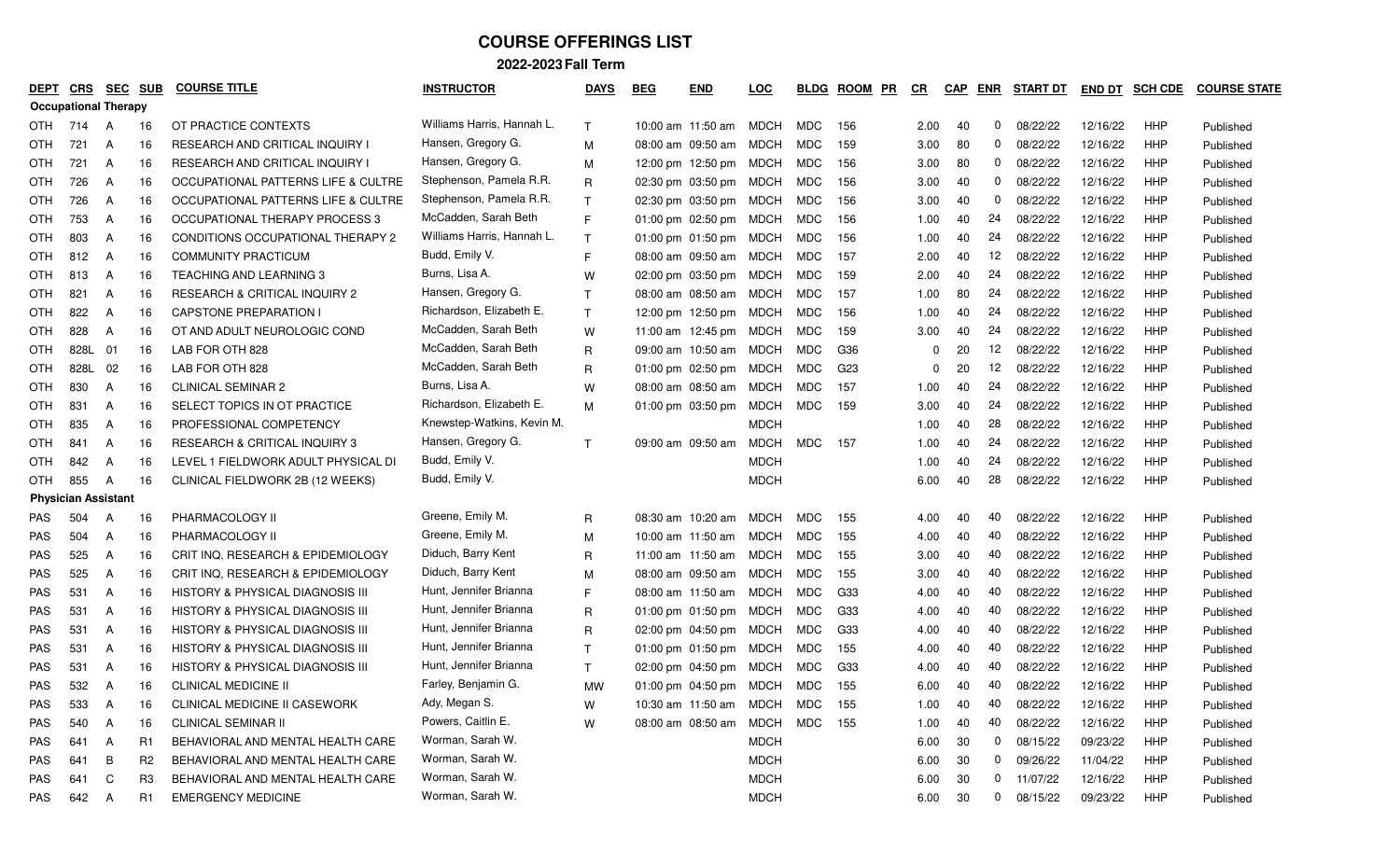# COURSE OFFERINGS LIST

## 2022-2023 Fall Term

| DEPT | CRS | SEC | SUB | COURSE TITLE | INSTRUCTOR | DAYS | BEG | END | LOC | BLDG | ROOM | PR | CR | CAP | ENR | START DT | END DT | SCH CDE | COURSE STATE |
|---|---|---|---|---|---|---|---|---|---|---|---|---|---|---|---|---|---|---|---|
| **Occupational Therapy** | | | | | | | | | | | | | | | | | | | |
| OTH | 714 | A | 16 | OT PRACTICE CONTEXTS | Williams Harris, Hannah L. | T | 10:00 am | 11:50 am | MDCH | MDC | 156 | | 2.00 | 40 | 0 | 08/22/22 | 12/16/22 | HHP | Published |
| OTH | 721 | A | 16 | RESEARCH AND CRITICAL INQUIRY I | Hansen, Gregory G. | M | 08:00 am | 09:50 am | MDCH | MDC | 159 | | 3.00 | 80 | 0 | 08/22/22 | 12/16/22 | HHP | Published |
| OTH | 721 | A | 16 | RESEARCH AND CRITICAL INQUIRY I | Hansen, Gregory G. | M | 12:00 pm | 12:50 pm | MDCH | MDC | 156 | | 3.00 | 80 | 0 | 08/22/22 | 12/16/22 | HHP | Published |
| OTH | 726 | A | 16 | OCCUPATIONAL PATTERNS LIFE & CULTRE | Stephenson, Pamela R.R. | R | 02:30 pm | 03:50 pm | MDCH | MDC | 156 | | 3.00 | 40 | 0 | 08/22/22 | 12/16/22 | HHP | Published |
| OTH | 726 | A | 16 | OCCUPATIONAL PATTERNS LIFE & CULTRE | Stephenson, Pamela R.R. | T | 02:30 pm | 03:50 pm | MDCH | MDC | 156 | | 3.00 | 40 | 0 | 08/22/22 | 12/16/22 | HHP | Published |
| OTH | 753 | A | 16 | OCCUPATIONAL THERAPY PROCESS 3 | McCadden, Sarah Beth | F | 01:00 pm | 02:50 pm | MDCH | MDC | 156 | | 1.00 | 40 | 24 | 08/22/22 | 12/16/22 | HHP | Published |
| OTH | 803 | A | 16 | CONDITIONS OCCUPATIONAL THERAPY 2 | Williams Harris, Hannah L. | T | 01:00 pm | 01:50 pm | MDCH | MDC | 156 | | 1.00 | 40 | 24 | 08/22/22 | 12/16/22 | HHP | Published |
| OTH | 812 | A | 16 | COMMUNITY PRACTICUM | Budd, Emily V. | F | 08:00 am | 09:50 am | MDCH | MDC | 157 | | 2.00 | 40 | 12 | 08/22/22 | 12/16/22 | HHP | Published |
| OTH | 813 | A | 16 | TEACHING AND LEARNING 3 | Burns, Lisa A. | W | 02:00 pm | 03:50 pm | MDCH | MDC | 159 | | 2.00 | 40 | 24 | 08/22/22 | 12/16/22 | HHP | Published |
| OTH | 821 | A | 16 | RESEARCH & CRITICAL INQUIRY 2 | Hansen, Gregory G. | T | 08:00 am | 08:50 am | MDCH | MDC | 157 | | 1.00 | 80 | 24 | 08/22/22 | 12/16/22 | HHP | Published |
| OTH | 822 | A | 16 | CAPSTONE PREPARATION I | Richardson, Elizabeth E. | T | 12:00 pm | 12:50 pm | MDCH | MDC | 156 | | 1.00 | 40 | 24 | 08/22/22 | 12/16/22 | HHP | Published |
| OTH | 828 | A | 16 | OT AND ADULT NEUROLOGIC COND | McCadden, Sarah Beth | W | 11:00 am | 12:45 pm | MDCH | MDC | 159 | | 3.00 | 40 | 24 | 08/22/22 | 12/16/22 | HHP | Published |
| OTH | 828L | 01 | 16 | LAB FOR OTH 828 | McCadden, Sarah Beth | R | 09:00 am | 10:50 am | MDCH | MDC | G36 | | 0 | 20 | 12 | 08/22/22 | 12/16/22 | HHP | Published |
| OTH | 828L | 02 | 16 | LAB FOR OTH 828 | McCadden, Sarah Beth | R | 01:00 pm | 02:50 pm | MDCH | MDC | G23 | | 0 | 20 | 12 | 08/22/22 | 12/16/22 | HHP | Published |
| OTH | 830 | A | 16 | CLINICAL SEMINAR 2 | Burns, Lisa A. | W | 08:00 am | 08:50 am | MDCH | MDC | 157 | | 1.00 | 40 | 24 | 08/22/22 | 12/16/22 | HHP | Published |
| OTH | 831 | A | 16 | SELECT TOPICS IN OT PRACTICE | Richardson, Elizabeth E. | M | 01:00 pm | 03:50 pm | MDCH | MDC | 159 | | 3.00 | 40 | 24 | 08/22/22 | 12/16/22 | HHP | Published |
| OTH | 835 | A | 16 | PROFESSIONAL COMPETENCY | Knewstep-Watkins, Kevin M. | | | | MDCH | | | | 1.00 | 40 | 28 | 08/22/22 | 12/16/22 | HHP | Published |
| OTH | 841 | A | 16 | RESEARCH & CRITICAL INQUIRY 3 | Hansen, Gregory G. | T | 09:00 am | 09:50 am | MDCH | MDC | 157 | | 1.00 | 40 | 24 | 08/22/22 | 12/16/22 | HHP | Published |
| OTH | 842 | A | 16 | LEVEL 1 FIELDWORK ADULT PHYSICAL DI | Budd, Emily V. | | | | MDCH | | | | 1.00 | 40 | 24 | 08/22/22 | 12/16/22 | HHP | Published |
| OTH | 855 | A | 16 | CLINICAL FIELDWORK 2B (12 WEEKS) | Budd, Emily V. | | | | MDCH | | | | 6.00 | 40 | 28 | 08/22/22 | 12/16/22 | HHP | Published |
| **Physician Assistant** | | | | | | | | | | | | | | | | | | | |
| PAS | 504 | A | 16 | PHARMACOLOGY II | Greene, Emily M. | R | 08:30 am | 10:20 am | MDCH | MDC | 155 | | 4.00 | 40 | 40 | 08/22/22 | 12/16/22 | HHP | Published |
| PAS | 504 | A | 16 | PHARMACOLOGY II | Greene, Emily M. | M | 10:00 am | 11:50 am | MDCH | MDC | 155 | | 4.00 | 40 | 40 | 08/22/22 | 12/16/22 | HHP | Published |
| PAS | 525 | A | 16 | CRIT INQ, RESEARCH & EPIDEMIOLOGY | Diduch, Barry Kent | R | 11:00 am | 11:50 am | MDCH | MDC | 155 | | 3.00 | 40 | 40 | 08/22/22 | 12/16/22 | HHP | Published |
| PAS | 525 | A | 16 | CRIT INQ, RESEARCH & EPIDEMIOLOGY | Diduch, Barry Kent | M | 08:00 am | 09:50 am | MDCH | MDC | 155 | | 3.00 | 40 | 40 | 08/22/22 | 12/16/22 | HHP | Published |
| PAS | 531 | A | 16 | HISTORY & PHYSICAL DIAGNOSIS III | Hunt, Jennifer Brianna | F | 08:00 am | 11:50 am | MDCH | MDC | G33 | | 4.00 | 40 | 40 | 08/22/22 | 12/16/22 | HHP | Published |
| PAS | 531 | A | 16 | HISTORY & PHYSICAL DIAGNOSIS III | Hunt, Jennifer Brianna | R | 01:00 pm | 01:50 pm | MDCH | MDC | G33 | | 4.00 | 40 | 40 | 08/22/22 | 12/16/22 | HHP | Published |
| PAS | 531 | A | 16 | HISTORY & PHYSICAL DIAGNOSIS III | Hunt, Jennifer Brianna | R | 02:00 pm | 04:50 pm | MDCH | MDC | G33 | | 4.00 | 40 | 40 | 08/22/22 | 12/16/22 | HHP | Published |
| PAS | 531 | A | 16 | HISTORY & PHYSICAL DIAGNOSIS III | Hunt, Jennifer Brianna | T | 01:00 pm | 01:50 pm | MDCH | MDC | 155 | | 4.00 | 40 | 40 | 08/22/22 | 12/16/22 | HHP | Published |
| PAS | 531 | A | 16 | HISTORY & PHYSICAL DIAGNOSIS III | Hunt, Jennifer Brianna | T | 02:00 pm | 04:50 pm | MDCH | MDC | G33 | | 4.00 | 40 | 40 | 08/22/22 | 12/16/22 | HHP | Published |
| PAS | 532 | A | 16 | CLINICAL MEDICINE II | Farley, Benjamin G. | MW | 01:00 pm | 04:50 pm | MDCH | MDC | 155 | | 6.00 | 40 | 40 | 08/22/22 | 12/16/22 | HHP | Published |
| PAS | 533 | A | 16 | CLINICAL MEDICINE II CASEWORK | Ady, Megan S. | W | 10:30 am | 11:50 am | MDCH | MDC | 155 | | 1.00 | 40 | 40 | 08/22/22 | 12/16/22 | HHP | Published |
| PAS | 540 | A | 16 | CLINICAL SEMINAR II | Powers, Caitlin E. | W | 08:00 am | 08:50 am | MDCH | MDC | 155 | | 1.00 | 40 | 40 | 08/22/22 | 12/16/22 | HHP | Published |
| PAS | 641 | A | R1 | BEHAVIORAL AND MENTAL HEALTH CARE | Worman, Sarah W. | | | | MDCH | | | | 6.00 | 30 | 0 | 08/15/22 | 09/23/22 | HHP | Published |
| PAS | 641 | B | R2 | BEHAVIORAL AND MENTAL HEALTH CARE | Worman, Sarah W. | | | | MDCH | | | | 6.00 | 30 | 0 | 09/26/22 | 11/04/22 | HHP | Published |
| PAS | 641 | C | R3 | BEHAVIORAL AND MENTAL HEALTH CARE | Worman, Sarah W. | | | | MDCH | | | | 6.00 | 30 | 0 | 11/07/22 | 12/16/22 | HHP | Published |
| PAS | 642 | A | R1 | EMERGENCY MEDICINE | Worman, Sarah W. | | | | MDCH | | | | 6.00 | 30 | 0 | 08/15/22 | 09/23/22 | HHP | Published |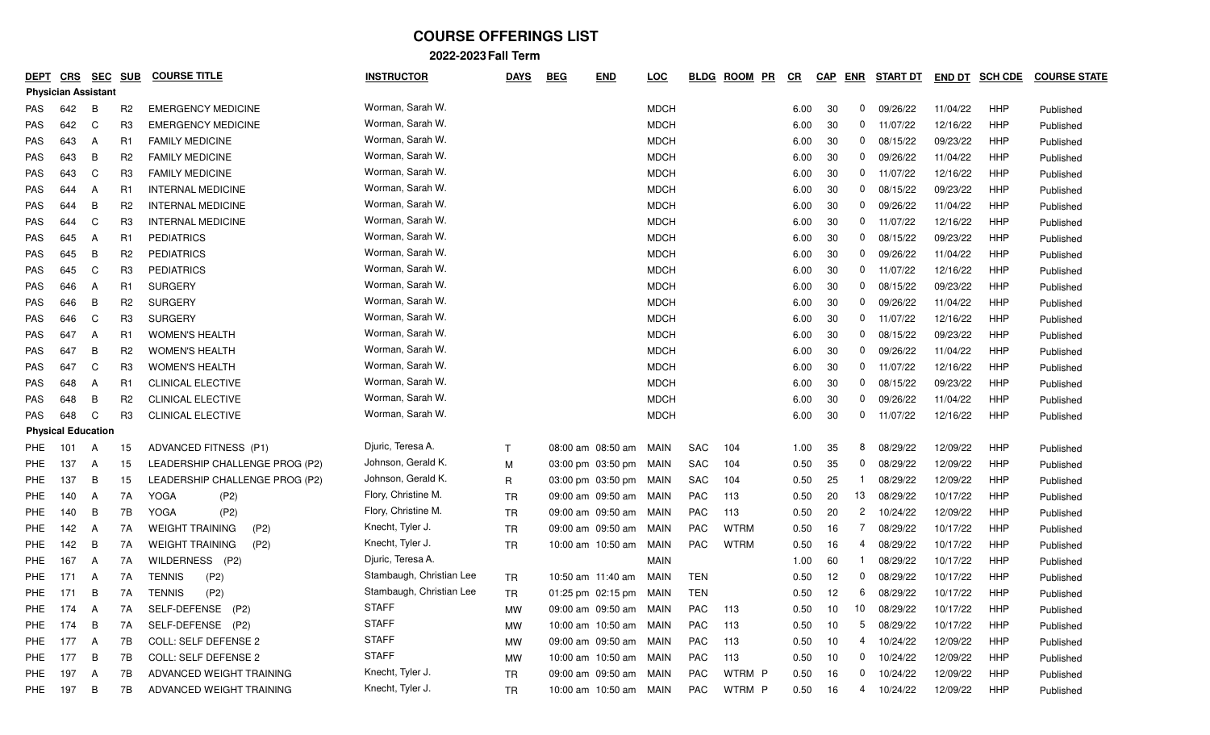# COURSE OFFERINGS LIST

## 2022-2023 Fall Term

| DEPT | CRS | SEC | SUB | COURSE TITLE | INSTRUCTOR | DAYS | BEG | END | LOC | BLDG | ROOM | PR | CR | CAP | ENR | START DT | END DT | SCH CDE | COURSE STATE |
|---|---|---|---|---|---|---|---|---|---|---|---|---|---|---|---|---|---|---|---|
| **Physician Assistant** | | | | | | | | | | | | | | | | | | | |
| PAS | 642 | B | R2 | EMERGENCY MEDICINE | Worman, Sarah W. | | | | MDCH | | | | 6.00 | 30 | 0 | 09/26/22 | 11/04/22 | HHP | Published |
| PAS | 642 | C | R3 | EMERGENCY MEDICINE | Worman, Sarah W. | | | | MDCH | | | | 6.00 | 30 | 0 | 11/07/22 | 12/16/22 | HHP | Published |
| PAS | 643 | A | R1 | FAMILY MEDICINE | Worman, Sarah W. | | | | MDCH | | | | 6.00 | 30 | 0 | 08/15/22 | 09/23/22 | HHP | Published |
| PAS | 643 | B | R2 | FAMILY MEDICINE | Worman, Sarah W. | | | | MDCH | | | | 6.00 | 30 | 0 | 09/26/22 | 11/04/22 | HHP | Published |
| PAS | 643 | C | R3 | FAMILY MEDICINE | Worman, Sarah W. | | | | MDCH | | | | 6.00 | 30 | 0 | 11/07/22 | 12/16/22 | HHP | Published |
| PAS | 644 | A | R1 | INTERNAL MEDICINE | Worman, Sarah W. | | | | MDCH | | | | 6.00 | 30 | 0 | 08/15/22 | 09/23/22 | HHP | Published |
| PAS | 644 | B | R2 | INTERNAL MEDICINE | Worman, Sarah W. | | | | MDCH | | | | 6.00 | 30 | 0 | 09/26/22 | 11/04/22 | HHP | Published |
| PAS | 644 | C | R3 | INTERNAL MEDICINE | Worman, Sarah W. | | | | MDCH | | | | 6.00 | 30 | 0 | 11/07/22 | 12/16/22 | HHP | Published |
| PAS | 645 | A | R1 | PEDIATRICS | Worman, Sarah W. | | | | MDCH | | | | 6.00 | 30 | 0 | 08/15/22 | 09/23/22 | HHP | Published |
| PAS | 645 | B | R2 | PEDIATRICS | Worman, Sarah W. | | | | MDCH | | | | 6.00 | 30 | 0 | 09/26/22 | 11/04/22 | HHP | Published |
| PAS | 645 | C | R3 | PEDIATRICS | Worman, Sarah W. | | | | MDCH | | | | 6.00 | 30 | 0 | 11/07/22 | 12/16/22 | HHP | Published |
| PAS | 646 | A | R1 | SURGERY | Worman, Sarah W. | | | | MDCH | | | | 6.00 | 30 | 0 | 08/15/22 | 09/23/22 | HHP | Published |
| PAS | 646 | B | R2 | SURGERY | Worman, Sarah W. | | | | MDCH | | | | 6.00 | 30 | 0 | 09/26/22 | 11/04/22 | HHP | Published |
| PAS | 646 | C | R3 | SURGERY | Worman, Sarah W. | | | | MDCH | | | | 6.00 | 30 | 0 | 11/07/22 | 12/16/22 | HHP | Published |
| PAS | 647 | A | R1 | WOMEN'S HEALTH | Worman, Sarah W. | | | | MDCH | | | | 6.00 | 30 | 0 | 08/15/22 | 09/23/22 | HHP | Published |
| PAS | 647 | B | R2 | WOMEN'S HEALTH | Worman, Sarah W. | | | | MDCH | | | | 6.00 | 30 | 0 | 09/26/22 | 11/04/22 | HHP | Published |
| PAS | 647 | C | R3 | WOMEN'S HEALTH | Worman, Sarah W. | | | | MDCH | | | | 6.00 | 30 | 0 | 11/07/22 | 12/16/22 | HHP | Published |
| PAS | 648 | A | R1 | CLINICAL ELECTIVE | Worman, Sarah W. | | | | MDCH | | | | 6.00 | 30 | 0 | 08/15/22 | 09/23/22 | HHP | Published |
| PAS | 648 | B | R2 | CLINICAL ELECTIVE | Worman, Sarah W. | | | | MDCH | | | | 6.00 | 30 | 0 | 09/26/22 | 11/04/22 | HHP | Published |
| PAS | 648 | C | R3 | CLINICAL ELECTIVE | Worman, Sarah W. | | | | MDCH | | | | 6.00 | 30 | 0 | 11/07/22 | 12/16/22 | HHP | Published |
| **Physical Education** | | | | | | | | | | | | | | | | | | | |
| PHE | 101 | A | 15 | ADVANCED FITNESS (P1) | Djuric, Teresa A. | T | 08:00 am | 08:50 am | MAIN | SAC | 104 | | 1.00 | 35 | 8 | 08/29/22 | 12/09/22 | HHP | Published |
| PHE | 137 | A | 15 | LEADERSHIP CHALLENGE PROG (P2) | Johnson, Gerald K. | M | 03:00 pm | 03:50 pm | MAIN | SAC | 104 | | 0.50 | 35 | 0 | 08/29/22 | 12/09/22 | HHP | Published |
| PHE | 137 | B | 15 | LEADERSHIP CHALLENGE PROG (P2) | Johnson, Gerald K. | R | 03:00 pm | 03:50 pm | MAIN | SAC | 104 | | 0.50 | 25 | 1 | 08/29/22 | 12/09/22 | HHP | Published |
| PHE | 140 | A | 7A | YOGA (P2) | Flory, Christine M. | TR | 09:00 am | 09:50 am | MAIN | PAC | 113 | | 0.50 | 20 | 13 | 08/29/22 | 10/17/22 | HHP | Published |
| PHE | 140 | B | 7B | YOGA (P2) | Flory, Christine M. | TR | 09:00 am | 09:50 am | MAIN | PAC | 113 | | 0.50 | 20 | 2 | 10/24/22 | 12/09/22 | HHP | Published |
| PHE | 142 | A | 7A | WEIGHT TRAINING (P2) | Knecht, Tyler J. | TR | 09:00 am | 09:50 am | MAIN | PAC | WTRM | | 0.50 | 16 | 7 | 08/29/22 | 10/17/22 | HHP | Published |
| PHE | 142 | B | 7A | WEIGHT TRAINING (P2) | Knecht, Tyler J. | TR | 10:00 am | 10:50 am | MAIN | PAC | WTRM | | 0.50 | 16 | 4 | 08/29/22 | 10/17/22 | HHP | Published |
| PHE | 167 | A | 7A | WILDERNESS (P2) | Djuric, Teresa A. | | | | MAIN | | | | 1.00 | 60 | 1 | 08/29/22 | 10/17/22 | HHP | Published |
| PHE | 171 | A | 7A | TENNIS (P2) | Stambaugh, Christian Lee | TR | 10:50 am | 11:40 am | MAIN | TEN | | | 0.50 | 12 | 0 | 08/29/22 | 10/17/22 | HHP | Published |
| PHE | 171 | B | 7A | TENNIS (P2) | Stambaugh, Christian Lee | TR | 01:25 pm | 02:15 pm | MAIN | TEN | | | 0.50 | 12 | 6 | 08/29/22 | 10/17/22 | HHP | Published |
| PHE | 174 | A | 7A | SELF-DEFENSE (P2) | STAFF | MW | 09:00 am | 09:50 am | MAIN | PAC | 113 | | 0.50 | 10 | 10 | 08/29/22 | 10/17/22 | HHP | Published |
| PHE | 174 | B | 7A | SELF-DEFENSE (P2) | STAFF | MW | 10:00 am | 10:50 am | MAIN | PAC | 113 | | 0.50 | 10 | 5 | 08/29/22 | 10/17/22 | HHP | Published |
| PHE | 177 | A | 7B | COLL: SELF DEFENSE 2 | STAFF | MW | 09:00 am | 09:50 am | MAIN | PAC | 113 | | 0.50 | 10 | 4 | 10/24/22 | 12/09/22 | HHP | Published |
| PHE | 177 | B | 7B | COLL: SELF DEFENSE 2 | STAFF | MW | 10:00 am | 10:50 am | MAIN | PAC | 113 | | 0.50 | 10 | 0 | 10/24/22 | 12/09/22 | HHP | Published |
| PHE | 197 | A | 7B | ADVANCED WEIGHT TRAINING | Knecht, Tyler J. | TR | 09:00 am | 09:50 am | MAIN | PAC | WTRM | P | 0.50 | 16 | 0 | 10/24/22 | 12/09/22 | HHP | Published |
| PHE | 197 | B | 7B | ADVANCED WEIGHT TRAINING | Knecht, Tyler J. | TR | 10:00 am | 10:50 am | MAIN | PAC | WTRM | P | 0.50 | 16 | 4 | 10/24/22 | 12/09/22 | HHP | Published |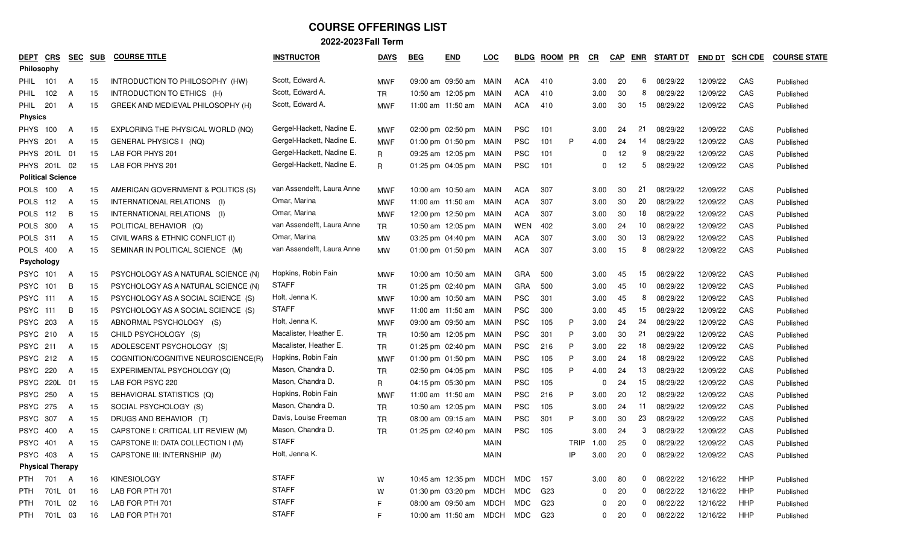# COURSE OFFERINGS LIST

## 2022-2023 Fall Term

| DEPT | CRS | SEC | SUB | COURSE TITLE | INSTRUCTOR | DAYS | BEG | END | LOC | BLDG | ROOM | PR | CR | CAP | ENR | START DT | END DT | SCH CDE | COURSE STATE |
|---|---|---|---|---|---|---|---|---|---|---|---|---|---|---|---|---|---|---|---|
| **Philosophy** | | | | | | | | | | | | | | | | | | | |
| PHIL | 101 | A | 15 | INTRODUCTION TO PHILOSOPHY (HW) | Scott, Edward A. | MWF | 09:00 am | 09:50 am | MAIN | ACA | 410 | | 3.00 | 20 | 6 | 08/29/22 | 12/09/22 | CAS | Published |
| PHIL | 102 | A | 15 | INTRODUCTION TO ETHICS (H) | Scott, Edward A. | TR | 10:50 am | 12:05 pm | MAIN | ACA | 410 | | 3.00 | 30 | 8 | 08/29/22 | 12/09/22 | CAS | Published |
| PHIL | 201 | A | 15 | GREEK AND MEDIEVAL PHILOSOPHY (H) | Scott, Edward A. | MWF | 11:00 am | 11:50 am | MAIN | ACA | 410 | | 3.00 | 30 | 15 | 08/29/22 | 12/09/22 | CAS | Published |
| **Physics** | | | | | | | | | | | | | | | | | | | |
| PHYS | 100 | A | 15 | EXPLORING THE PHYSICAL WORLD (NQ) | Gergel-Hackett, Nadine E. | MWF | 02:00 pm | 02:50 pm | MAIN | PSC | 101 | | 3.00 | 24 | 21 | 08/29/22 | 12/09/22 | CAS | Published |
| PHYS | 201 | A | 15 | GENERAL PHYSICS I (NQ) | Gergel-Hackett, Nadine E. | MWF | 01:00 pm | 01:50 pm | MAIN | PSC | 101 | P | 4.00 | 24 | 14 | 08/29/22 | 12/09/22 | CAS | Published |
| PHYS | 201L | 01 | 15 | LAB FOR PHYS 201 | Gergel-Hackett, Nadine E. | R | 09:25 am | 12:05 pm | MAIN | PSC | 101 | | 0 | 12 | 9 | 08/29/22 | 12/09/22 | CAS | Published |
| PHYS | 201L | 02 | 15 | LAB FOR PHYS 201 | Gergel-Hackett, Nadine E. | R | 01:25 pm | 04:05 pm | MAIN | PSC | 101 | | 0 | 12 | 5 | 08/29/22 | 12/09/22 | CAS | Published |
| **Political Science** | | | | | | | | | | | | | | | | | | | |
| POLS | 100 | A | 15 | AMERICAN GOVERNMENT & POLITICS (S) | van Assendelft, Laura Anne | MWF | 10:00 am | 10:50 am | MAIN | ACA | 307 | | 3.00 | 30 | 21 | 08/29/22 | 12/09/22 | CAS | Published |
| POLS | 112 | A | 15 | INTERNATIONAL RELATIONS (I) | Omar, Marina | MWF | 11:00 am | 11:50 am | MAIN | ACA | 307 | | 3.00 | 30 | 20 | 08/29/22 | 12/09/22 | CAS | Published |
| POLS | 112 | B | 15 | INTERNATIONAL RELATIONS (I) | Omar, Marina | MWF | 12:00 pm | 12:50 pm | MAIN | ACA | 307 | | 3.00 | 30 | 18 | 08/29/22 | 12/09/22 | CAS | Published |
| POLS | 300 | A | 15 | POLITICAL BEHAVIOR (Q) | van Assendelft, Laura Anne | TR | 10:50 am | 12:05 pm | MAIN | WEN | 402 | | 3.00 | 24 | 10 | 08/29/22 | 12/09/22 | CAS | Published |
| POLS | 311 | A | 15 | CIVIL WARS & ETHNIC CONFLICT (I) | Omar, Marina | MW | 03:25 pm | 04:40 pm | MAIN | ACA | 307 | | 3.00 | 30 | 13 | 08/29/22 | 12/09/22 | CAS | Published |
| POLS | 400 | A | 15 | SEMINAR IN POLITICAL SCIENCE (M) | van Assendelft, Laura Anne | MW | 01:00 pm | 01:50 pm | MAIN | ACA | 307 | | 3.00 | 15 | 8 | 08/29/22 | 12/09/22 | CAS | Published |
| **Psychology** | | | | | | | | | | | | | | | | | | | |
| PSYC | 101 | A | 15 | PSYCHOLOGY AS A NATURAL SCIENCE (N) | Hopkins, Robin Fain | MWF | 10:00 am | 10:50 am | MAIN | GRA | 500 | | 3.00 | 45 | 15 | 08/29/22 | 12/09/22 | CAS | Published |
| PSYC | 101 | B | 15 | PSYCHOLOGY AS A NATURAL SCIENCE (N) | STAFF | TR | 01:25 pm | 02:40 pm | MAIN | GRA | 500 | | 3.00 | 45 | 10 | 08/29/22 | 12/09/22 | CAS | Published |
| PSYC | 111 | A | 15 | PSYCHOLOGY AS A SOCIAL SCIENCE (S) | Holt, Jenna K. | MWF | 10:00 am | 10:50 am | MAIN | PSC | 301 | | 3.00 | 45 | 8 | 08/29/22 | 12/09/22 | CAS | Published |
| PSYC | 111 | B | 15 | PSYCHOLOGY AS A SOCIAL SCIENCE (S) | STAFF | MWF | 11:00 am | 11:50 am | MAIN | PSC | 300 | | 3.00 | 45 | 15 | 08/29/22 | 12/09/22 | CAS | Published |
| PSYC | 203 | A | 15 | ABNORMAL PSYCHOLOGY (S) | Holt, Jenna K. | MWF | 09:00 am | 09:50 am | MAIN | PSC | 105 | P | 3.00 | 24 | 24 | 08/29/22 | 12/09/22 | CAS | Published |
| PSYC | 210 | A | 15 | CHILD PSYCHOLOGY (S) | Macalister, Heather E. | TR | 10:50 am | 12:05 pm | MAIN | PSC | 301 | P | 3.00 | 30 | 21 | 08/29/22 | 12/09/22 | CAS | Published |
| PSYC | 211 | A | 15 | ADOLESCENT PSYCHOLOGY (S) | Macalister, Heather E. | TR | 01:25 pm | 02:40 pm | MAIN | PSC | 216 | P | 3.00 | 22 | 18 | 08/29/22 | 12/09/22 | CAS | Published |
| PSYC | 212 | A | 15 | COGNITION/COGNITIVE NEUROSCIENCE(R) | Hopkins, Robin Fain | MWF | 01:00 pm | 01:50 pm | MAIN | PSC | 105 | P | 3.00 | 24 | 18 | 08/29/22 | 12/09/22 | CAS | Published |
| PSYC | 220 | A | 15 | EXPERIMENTAL PSYCHOLOGY (Q) | Mason, Chandra D. | TR | 02:50 pm | 04:05 pm | MAIN | PSC | 105 | P | 4.00 | 24 | 13 | 08/29/22 | 12/09/22 | CAS | Published |
| PSYC | 220L | 01 | 15 | LAB FOR PSYC 220 | Mason, Chandra D. | R | 04:15 pm | 05:30 pm | MAIN | PSC | 105 | | 0 | 24 | 15 | 08/29/22 | 12/09/22 | CAS | Published |
| PSYC | 250 | A | 15 | BEHAVIORAL STATISTICS (Q) | Hopkins, Robin Fain | MWF | 11:00 am | 11:50 am | MAIN | PSC | 216 | P | 3.00 | 20 | 12 | 08/29/22 | 12/09/22 | CAS | Published |
| PSYC | 275 | A | 15 | SOCIAL PSYCHOLOGY (S) | Mason, Chandra D. | TR | 10:50 am | 12:05 pm | MAIN | PSC | 105 | | 3.00 | 24 | 11 | 08/29/22 | 12/09/22 | CAS | Published |
| PSYC | 307 | A | 15 | DRUGS AND BEHAVIOR (T) | Davis, Louise Freeman | TR | 08:00 am | 09:15 am | MAIN | PSC | 301 | P | 3.00 | 30 | 23 | 08/29/22 | 12/09/22 | CAS | Published |
| PSYC | 400 | A | 15 | CAPSTONE I: CRITICAL LIT REVIEW (M) | Mason, Chandra D. | TR | 01:25 pm | 02:40 pm | MAIN | PSC | 105 | | 3.00 | 24 | 3 | 08/29/22 | 12/09/22 | CAS | Published |
| PSYC | 401 | A | 15 | CAPSTONE II: DATA COLLECTION I (M) | STAFF | | | | MAIN | | | TRIP | 1.00 | 25 | 0 | 08/29/22 | 12/09/22 | CAS | Published |
| PSYC | 403 | A | 15 | CAPSTONE III: INTERNSHIP (M) | Holt, Jenna K. | | | | MAIN | | | IP | 3.00 | 20 | 0 | 08/29/22 | 12/09/22 | CAS | Published |
| **Physical Therapy** | | | | | | | | | | | | | | | | | | | |
| PTH | 701 | A | 16 | KINESIOLOGY | STAFF | W | 10:45 am | 12:35 pm | MDCH | MDC | 157 | | 3.00 | 80 | 0 | 08/22/22 | 12/16/22 | HHP | Published |
| PTH | 701L | 01 | 16 | LAB FOR PTH 701 | STAFF | W | 01:30 pm | 03:20 pm | MDCH | MDC | G23 | | 0 | 20 | 0 | 08/22/22 | 12/16/22 | HHP | Published |
| PTH | 701L | 02 | 16 | LAB FOR PTH 701 | STAFF | F | 08:00 am | 09:50 am | MDCH | MDC | G23 | | 0 | 20 | 0 | 08/22/22 | 12/16/22 | HHP | Published |
| PTH | 701L | 03 | 16 | LAB FOR PTH 701 | STAFF | F | 10:00 am | 11:50 am | MDCH | MDC | G23 | | 0 | 20 | 0 | 08/22/22 | 12/16/22 | HHP | Published |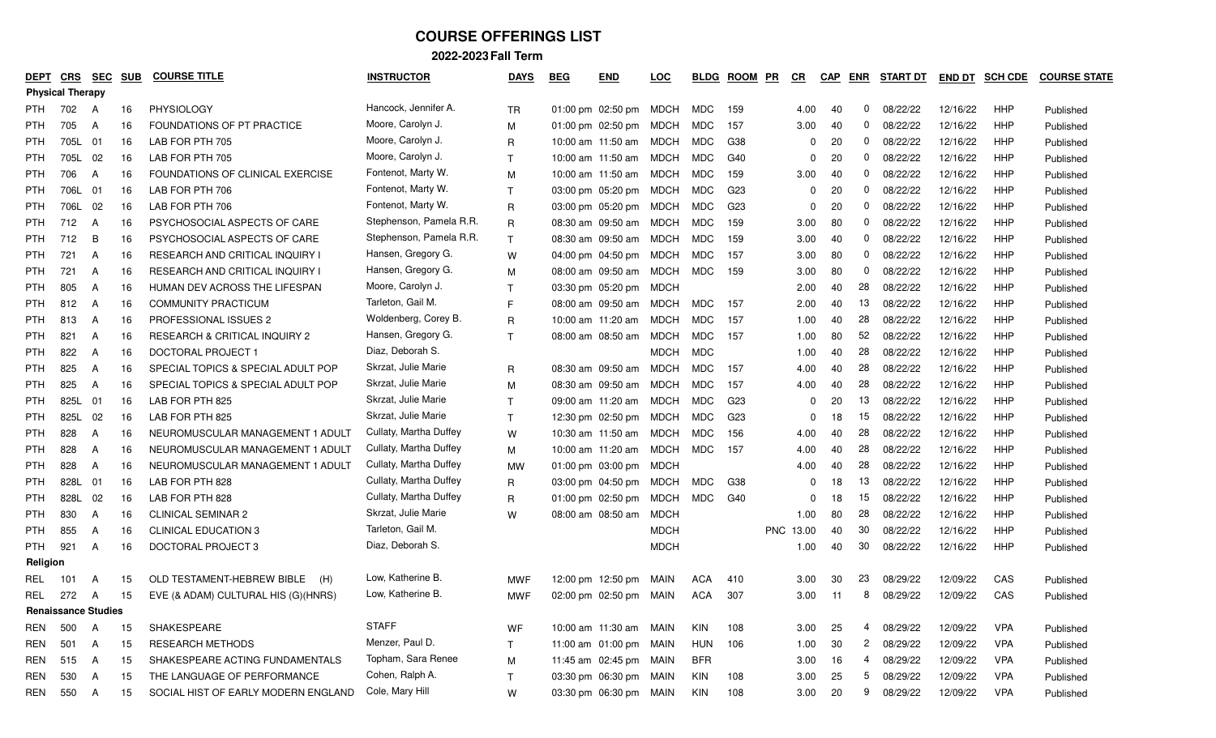# COURSE OFFERINGS LIST

## 2022-2023 Fall Term

| DEPT | CRS | SEC | SUB | COURSE TITLE | INSTRUCTOR | DAYS | BEG | END | LOC | BLDG | ROOM | PR | CR | CAP | ENR | START DT | END DT | SCH CDE | COURSE STATE |
|---|---|---|---|---|---|---|---|---|---|---|---|---|---|---|---|---|---|---|---|
| **Physical Therapy** | | | | | | | | | | | | | | | | | | | |
| PTH | 702 | A | 16 | PHYSIOLOGY | Hancock, Jennifer A. | TR | 01:00 pm | 02:50 pm | MDCH | MDC | 159 | | 4.00 | 40 | 0 | 08/22/22 | 12/16/22 | HHP | Published |
| PTH | 705 | A | 16 | FOUNDATIONS OF PT PRACTICE | Moore, Carolyn J. | M | 01:00 pm | 02:50 pm | MDCH | MDC | 157 | | 3.00 | 40 | 0 | 08/22/22 | 12/16/22 | HHP | Published |
| PTH | 705L | 01 | 16 | LAB FOR PTH 705 | Moore, Carolyn J. | R | 10:00 am | 11:50 am | MDCH | MDC | G38 | | 0 | 20 | 0 | 08/22/22 | 12/16/22 | HHP | Published |
| PTH | 705L | 02 | 16 | LAB FOR PTH 705 | Moore, Carolyn J. | T | 10:00 am | 11:50 am | MDCH | MDC | G40 | | 0 | 20 | 0 | 08/22/22 | 12/16/22 | HHP | Published |
| PTH | 706 | A | 16 | FOUNDATIONS OF CLINICAL EXERCISE | Fontenot, Marty W. | M | 10:00 am | 11:50 am | MDCH | MDC | 159 | | 3.00 | 40 | 0 | 08/22/22 | 12/16/22 | HHP | Published |
| PTH | 706L | 01 | 16 | LAB FOR PTH 706 | Fontenot, Marty W. | T | 03:00 pm | 05:20 pm | MDCH | MDC | G23 | | 0 | 20 | 0 | 08/22/22 | 12/16/22 | HHP | Published |
| PTH | 706L | 02 | 16 | LAB FOR PTH 706 | Fontenot, Marty W. | R | 03:00 pm | 05:20 pm | MDCH | MDC | G23 | | 0 | 20 | 0 | 08/22/22 | 12/16/22 | HHP | Published |
| PTH | 712 | A | 16 | PSYCHOSOCIAL ASPECTS OF CARE | Stephenson, Pamela R.R. | R | 08:30 am | 09:50 am | MDCH | MDC | 159 | | 3.00 | 80 | 0 | 08/22/22 | 12/16/22 | HHP | Published |
| PTH | 712 | B | 16 | PSYCHOSOCIAL ASPECTS OF CARE | Stephenson, Pamela R.R. | T | 08:30 am | 09:50 am | MDCH | MDC | 159 | | 3.00 | 40 | 0 | 08/22/22 | 12/16/22 | HHP | Published |
| PTH | 721 | A | 16 | RESEARCH AND CRITICAL INQUIRY I | Hansen, Gregory G. | W | 04:00 pm | 04:50 pm | MDCH | MDC | 157 | | 3.00 | 80 | 0 | 08/22/22 | 12/16/22 | HHP | Published |
| PTH | 721 | A | 16 | RESEARCH AND CRITICAL INQUIRY I | Hansen, Gregory G. | M | 08:00 am | 09:50 am | MDCH | MDC | 159 | | 3.00 | 80 | 0 | 08/22/22 | 12/16/22 | HHP | Published |
| PTH | 805 | A | 16 | HUMAN DEV ACROSS THE LIFESPAN | Moore, Carolyn J. | T | 03:30 pm | 05:20 pm | MDCH | | | | 2.00 | 40 | 28 | 08/22/22 | 12/16/22 | HHP | Published |
| PTH | 812 | A | 16 | COMMUNITY PRACTICUM | Tarleton, Gail M. | F | 08:00 am | 09:50 am | MDCH | MDC | 157 | | 2.00 | 40 | 13 | 08/22/22 | 12/16/22 | HHP | Published |
| PTH | 813 | A | 16 | PROFESSIONAL ISSUES 2 | Woldenberg, Corey B. | R | 10:00 am | 11:20 am | MDCH | MDC | 157 | | 1.00 | 40 | 28 | 08/22/22 | 12/16/22 | HHP | Published |
| PTH | 821 | A | 16 | RESEARCH & CRITICAL INQUIRY 2 | Hansen, Gregory G. | T | 08:00 am | 08:50 am | MDCH | MDC | 157 | | 1.00 | 80 | 52 | 08/22/22 | 12/16/22 | HHP | Published |
| PTH | 822 | A | 16 | DOCTORAL PROJECT 1 | Diaz, Deborah S. | | | | MDCH | MDC | | | 1.00 | 40 | 28 | 08/22/22 | 12/16/22 | HHP | Published |
| PTH | 825 | A | 16 | SPECIAL TOPICS & SPECIAL ADULT POP | Skrzat, Julie Marie | R | 08:30 am | 09:50 am | MDCH | MDC | 157 | | 4.00 | 40 | 28 | 08/22/22 | 12/16/22 | HHP | Published |
| PTH | 825 | A | 16 | SPECIAL TOPICS & SPECIAL ADULT POP | Skrzat, Julie Marie | M | 08:30 am | 09:50 am | MDCH | MDC | 157 | | 4.00 | 40 | 28 | 08/22/22 | 12/16/22 | HHP | Published |
| PTH | 825L | 01 | 16 | LAB FOR PTH 825 | Skrzat, Julie Marie | T | 09:00 am | 11:20 am | MDCH | MDC | G23 | | 0 | 20 | 13 | 08/22/22 | 12/16/22 | HHP | Published |
| PTH | 825L | 02 | 16 | LAB FOR PTH 825 | Skrzat, Julie Marie | T | 12:30 pm | 02:50 pm | MDCH | MDC | G23 | | 0 | 18 | 15 | 08/22/22 | 12/16/22 | HHP | Published |
| PTH | 828 | A | 16 | NEUROMUSCULAR MANAGEMENT 1 ADULT | Cullaty, Martha Duffey | W | 10:30 am | 11:50 am | MDCH | MDC | 156 | | 4.00 | 40 | 28 | 08/22/22 | 12/16/22 | HHP | Published |
| PTH | 828 | A | 16 | NEUROMUSCULAR MANAGEMENT 1 ADULT | Cullaty, Martha Duffey | M | 10:00 am | 11:20 am | MDCH | MDC | 157 | | 4.00 | 40 | 28 | 08/22/22 | 12/16/22 | HHP | Published |
| PTH | 828 | A | 16 | NEUROMUSCULAR MANAGEMENT 1 ADULT | Cullaty, Martha Duffey | MW | 01:00 pm | 03:00 pm | MDCH | | | | 4.00 | 40 | 28 | 08/22/22 | 12/16/22 | HHP | Published |
| PTH | 828L | 01 | 16 | LAB FOR PTH 828 | Cullaty, Martha Duffey | R | 03:00 pm | 04:50 pm | MDCH | MDC | G38 | | 0 | 18 | 13 | 08/22/22 | 12/16/22 | HHP | Published |
| PTH | 828L | 02 | 16 | LAB FOR PTH 828 | Cullaty, Martha Duffey | R | 01:00 pm | 02:50 pm | MDCH | MDC | G40 | | 0 | 18 | 15 | 08/22/22 | 12/16/22 | HHP | Published |
| PTH | 830 | A | 16 | CLINICAL SEMINAR 2 | Skrzat, Julie Marie | W | 08:00 am | 08:50 am | MDCH | | | | 1.00 | 80 | 28 | 08/22/22 | 12/16/22 | HHP | Published |
| PTH | 855 | A | 16 | CLINICAL EDUCATION 3 | Tarleton, Gail M. | | | | MDCH | | | PNC | 13.00 | 40 | 30 | 08/22/22 | 12/16/22 | HHP | Published |
| PTH | 921 | A | 16 | DOCTORAL PROJECT 3 | Diaz, Deborah S. | | | | MDCH | | | | 1.00 | 40 | 30 | 08/22/22 | 12/16/22 | HHP | Published |
| **Religion** | | | | | | | | | | | | | | | | | | | |
| REL | 101 | A | 15 | OLD TESTAMENT-HEBREW BIBLE (H) | Low, Katherine B. | MWF | 12:00 pm | 12:50 pm | MAIN | ACA | 410 | | 3.00 | 30 | 23 | 08/29/22 | 12/09/22 | CAS | Published |
| REL | 272 | A | 15 | EVE (& ADAM) CULTURAL HIS (G)(HNRS) | Low, Katherine B. | MWF | 02:00 pm | 02:50 pm | MAIN | ACA | 307 | | 3.00 | 11 | 8 | 08/29/22 | 12/09/22 | CAS | Published |
| **Renaissance Studies** | | | | | | | | | | | | | | | | | | | |
| REN | 500 | A | 15 | SHAKESPEARE | STAFF | WF | 10:00 am | 11:30 am | MAIN | KIN | 108 | | 3.00 | 25 | 4 | 08/29/22 | 12/09/22 | VPA | Published |
| REN | 501 | A | 15 | RESEARCH METHODS | Menzer, Paul D. | T | 11:00 am | 01:00 pm | MAIN | HUN | 106 | | 1.00 | 30 | 2 | 08/29/22 | 12/09/22 | VPA | Published |
| REN | 515 | A | 15 | SHAKESPEARE ACTING FUNDAMENTALS | Topham, Sara Renee | M | 11:45 am | 02:45 pm | MAIN | BFR | | | 3.00 | 16 | 4 | 08/29/22 | 12/09/22 | VPA | Published |
| REN | 530 | A | 15 | THE LANGUAGE OF PERFORMANCE | Cohen, Ralph A. | T | 03:30 pm | 06:30 pm | MAIN | KIN | 108 | | 3.00 | 25 | 5 | 08/29/22 | 12/09/22 | VPA | Published |
| REN | 550 | A | 15 | SOCIAL HIST OF EARLY MODERN ENGLAND | Cole, Mary Hill | W | 03:30 pm | 06:30 pm | MAIN | KIN | 108 | | 3.00 | 20 | 9 | 08/29/22 | 12/09/22 | VPA | Published |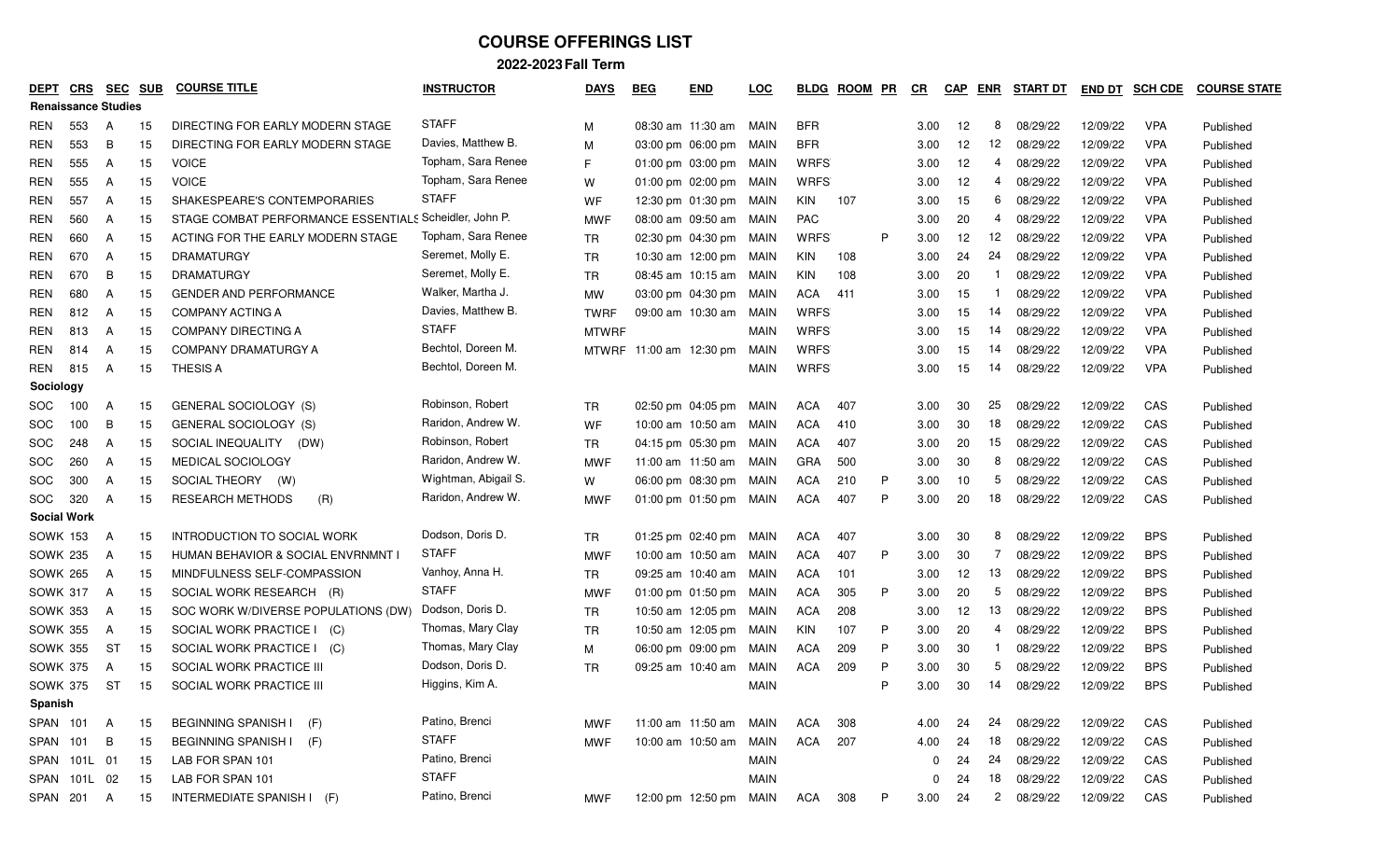# COURSE OFFERINGS LIST

## 2022-2023 Fall Term

| DEPT | CRS | SEC | SUB | COURSE TITLE | INSTRUCTOR | DAYS | BEG | END | LOC | BLDG | ROOM | PR | CR | CAP | ENR | START DT | END DT | SCH CDE | COURSE STATE |
|---|---|---|---|---|---|---|---|---|---|---|---|---|---|---|---|---|---|---|---|
| **Renaissance Studies** | | | | | | | | | | | | | | | | | | | |
| REN | 553 | A | 15 | DIRECTING FOR EARLY MODERN STAGE | STAFF | M | 08:30 am | 11:30 am | MAIN | BFR | | | 3.00 | 12 | 8 | 08/29/22 | 12/09/22 | VPA | Published |
| REN | 553 | B | 15 | DIRECTING FOR EARLY MODERN STAGE | Davies, Matthew B. | M | 03:00 pm | 06:00 pm | MAIN | BFR | | | 3.00 | 12 | 12 | 08/29/22 | 12/09/22 | VPA | Published |
| REN | 555 | A | 15 | VOICE | Topham, Sara Renee | F | 01:00 pm | 03:00 pm | MAIN | WRFS | | | 3.00 | 12 | 4 | 08/29/22 | 12/09/22 | VPA | Published |
| REN | 555 | A | 15 | VOICE | Topham, Sara Renee | W | 01:00 pm | 02:00 pm | MAIN | WRFS | | | 3.00 | 12 | 4 | 08/29/22 | 12/09/22 | VPA | Published |
| REN | 557 | A | 15 | SHAKESPEARE'S CONTEMPORARIES | STAFF | WF | 12:30 pm | 01:30 pm | MAIN | KIN | 107 | | 3.00 | 15 | 6 | 08/29/22 | 12/09/22 | VPA | Published |
| REN | 560 | A | 15 | STAGE COMBAT PERFORMANCE ESSENTIALS | Scheidler, John P. | MWF | 08:00 am | 09:50 am | MAIN | PAC | | | 3.00 | 20 | 4 | 08/29/22 | 12/09/22 | VPA | Published |
| REN | 660 | A | 15 | ACTING FOR THE EARLY MODERN STAGE | Topham, Sara Renee | TR | 02:30 pm | 04:30 pm | MAIN | WRFS | | P | 3.00 | 12 | 12 | 08/29/22 | 12/09/22 | VPA | Published |
| REN | 670 | A | 15 | DRAMATURGY | Seremet, Molly E. | TR | 10:30 am | 12:00 pm | MAIN | KIN | 108 | | 3.00 | 24 | 24 | 08/29/22 | 12/09/22 | VPA | Published |
| REN | 670 | B | 15 | DRAMATURGY | Seremet, Molly E. | TR | 08:45 am | 10:15 am | MAIN | KIN | 108 | | 3.00 | 20 | 1 | 08/29/22 | 12/09/22 | VPA | Published |
| REN | 680 | A | 15 | GENDER AND PERFORMANCE | Walker, Martha J. | MW | 03:00 pm | 04:30 pm | MAIN | ACA | 411 | | 3.00 | 15 | 1 | 08/29/22 | 12/09/22 | VPA | Published |
| REN | 812 | A | 15 | COMPANY ACTING A | Davies, Matthew B. | TWRF | 09:00 am | 10:30 am | MAIN | WRFS | | | 3.00 | 15 | 14 | 08/29/22 | 12/09/22 | VPA | Published |
| REN | 813 | A | 15 | COMPANY DIRECTING A | STAFF | MTWRF | | | MAIN | WRFS | | | 3.00 | 15 | 14 | 08/29/22 | 12/09/22 | VPA | Published |
| REN | 814 | A | 15 | COMPANY DRAMATURGY A | Bechtol, Doreen M. | MTWRF | 11:00 am | 12:30 pm | MAIN | WRFS | | | 3.00 | 15 | 14 | 08/29/22 | 12/09/22 | VPA | Published |
| REN | 815 | A | 15 | THESIS A | Bechtol, Doreen M. | | | | MAIN | WRFS | | | 3.00 | 15 | 14 | 08/29/22 | 12/09/22 | VPA | Published |
| **Sociology** | | | | | | | | | | | | | | | | | | | |
| SOC | 100 | A | 15 | GENERAL SOCIOLOGY (S) | Robinson, Robert | TR | 02:50 pm | 04:05 pm | MAIN | ACA | 407 | | 3.00 | 30 | 25 | 08/29/22 | 12/09/22 | CAS | Published |
| SOC | 100 | B | 15 | GENERAL SOCIOLOGY (S) | Raridon, Andrew W. | WF | 10:00 am | 10:50 am | MAIN | ACA | 410 | | 3.00 | 30 | 18 | 08/29/22 | 12/09/22 | CAS | Published |
| SOC | 248 | A | 15 | SOCIAL INEQUALITY (DW) | Robinson, Robert | TR | 04:15 pm | 05:30 pm | MAIN | ACA | 407 | | 3.00 | 20 | 15 | 08/29/22 | 12/09/22 | CAS | Published |
| SOC | 260 | A | 15 | MEDICAL SOCIOLOGY | Raridon, Andrew W. | MWF | 11:00 am | 11:50 am | MAIN | GRA | 500 | | 3.00 | 30 | 8 | 08/29/22 | 12/09/22 | CAS | Published |
| SOC | 300 | A | 15 | SOCIAL THEORY (W) | Wightman, Abigail S. | W | 06:00 pm | 08:30 pm | MAIN | ACA | 210 | P | 3.00 | 10 | 5 | 08/29/22 | 12/09/22 | CAS | Published |
| SOC | 320 | A | 15 | RESEARCH METHODS (R) | Raridon, Andrew W. | MWF | 01:00 pm | 01:50 pm | MAIN | ACA | 407 | P | 3.00 | 20 | 18 | 08/29/22 | 12/09/22 | CAS | Published |
| **Social Work** | | | | | | | | | | | | | | | | | | | |
| SOWK | 153 | A | 15 | INTRODUCTION TO SOCIAL WORK | Dodson, Doris D. | TR | 01:25 pm | 02:40 pm | MAIN | ACA | 407 | | 3.00 | 30 | 8 | 08/29/22 | 12/09/22 | BPS | Published |
| SOWK | 235 | A | 15 | HUMAN BEHAVIOR & SOCIAL ENVRNMNT I | STAFF | MWF | 10:00 am | 10:50 am | MAIN | ACA | 407 | P | 3.00 | 30 | 7 | 08/29/22 | 12/09/22 | BPS | Published |
| SOWK | 265 | A | 15 | MINDFULNESS SELF-COMPASSION | Vanhoy, Anna H. | TR | 09:25 am | 10:40 am | MAIN | ACA | 101 | | 3.00 | 12 | 13 | 08/29/22 | 12/09/22 | BPS | Published |
| SOWK | 317 | A | 15 | SOCIAL WORK RESEARCH (R) | STAFF | MWF | 01:00 pm | 01:50 pm | MAIN | ACA | 305 | P | 3.00 | 20 | 5 | 08/29/22 | 12/09/22 | BPS | Published |
| SOWK | 353 | A | 15 | SOC WORK W/DIVERSE POPULATIONS (DW) | Dodson, Doris D. | TR | 10:50 am | 12:05 pm | MAIN | ACA | 208 | | 3.00 | 12 | 13 | 08/29/22 | 12/09/22 | BPS | Published |
| SOWK | 355 | A | 15 | SOCIAL WORK PRACTICE I (C) | Thomas, Mary Clay | TR | 10:50 am | 12:05 pm | MAIN | KIN | 107 | P | 3.00 | 20 | 4 | 08/29/22 | 12/09/22 | BPS | Published |
| SOWK | 355 | ST | 15 | SOCIAL WORK PRACTICE I (C) | Thomas, Mary Clay | M | 06:00 pm | 09:00 pm | MAIN | ACA | 209 | P | 3.00 | 30 | 1 | 08/29/22 | 12/09/22 | BPS | Published |
| SOWK | 375 | A | 15 | SOCIAL WORK PRACTICE III | Dodson, Doris D. | TR | 09:25 am | 10:40 am | MAIN | ACA | 209 | P | 3.00 | 30 | 5 | 08/29/22 | 12/09/22 | BPS | Published |
| SOWK | 375 | ST | 15 | SOCIAL WORK PRACTICE III | Higgins, Kim A. | | | | MAIN | | | P | 3.00 | 30 | 14 | 08/29/22 | 12/09/22 | BPS | Published |
| **Spanish** | | | | | | | | | | | | | | | | | | | |
| SPAN | 101 | A | 15 | BEGINNING SPANISH I (F) | Patino, Brenci | MWF | 11:00 am | 11:50 am | MAIN | ACA | 308 | | 4.00 | 24 | 24 | 08/29/22 | 12/09/22 | CAS | Published |
| SPAN | 101 | B | 15 | BEGINNING SPANISH I (F) | STAFF | MWF | 10:00 am | 10:50 am | MAIN | ACA | 207 | | 4.00 | 24 | 18 | 08/29/22 | 12/09/22 | CAS | Published |
| SPAN | 101L | 01 | 15 | LAB FOR SPAN 101 | Patino, Brenci | | | | MAIN | | | | 0 | 24 | 24 | 08/29/22 | 12/09/22 | CAS | Published |
| SPAN | 101L | 02 | 15 | LAB FOR SPAN 101 | STAFF | | | | MAIN | | | | 0 | 24 | 18 | 08/29/22 | 12/09/22 | CAS | Published |
| SPAN | 201 | A | 15 | INTERMEDIATE SPANISH I (F) | Patino, Brenci | MWF | 12:00 pm | 12:50 pm | MAIN | ACA | 308 | P | 3.00 | 24 | 2 | 08/29/22 | 12/09/22 | CAS | Published |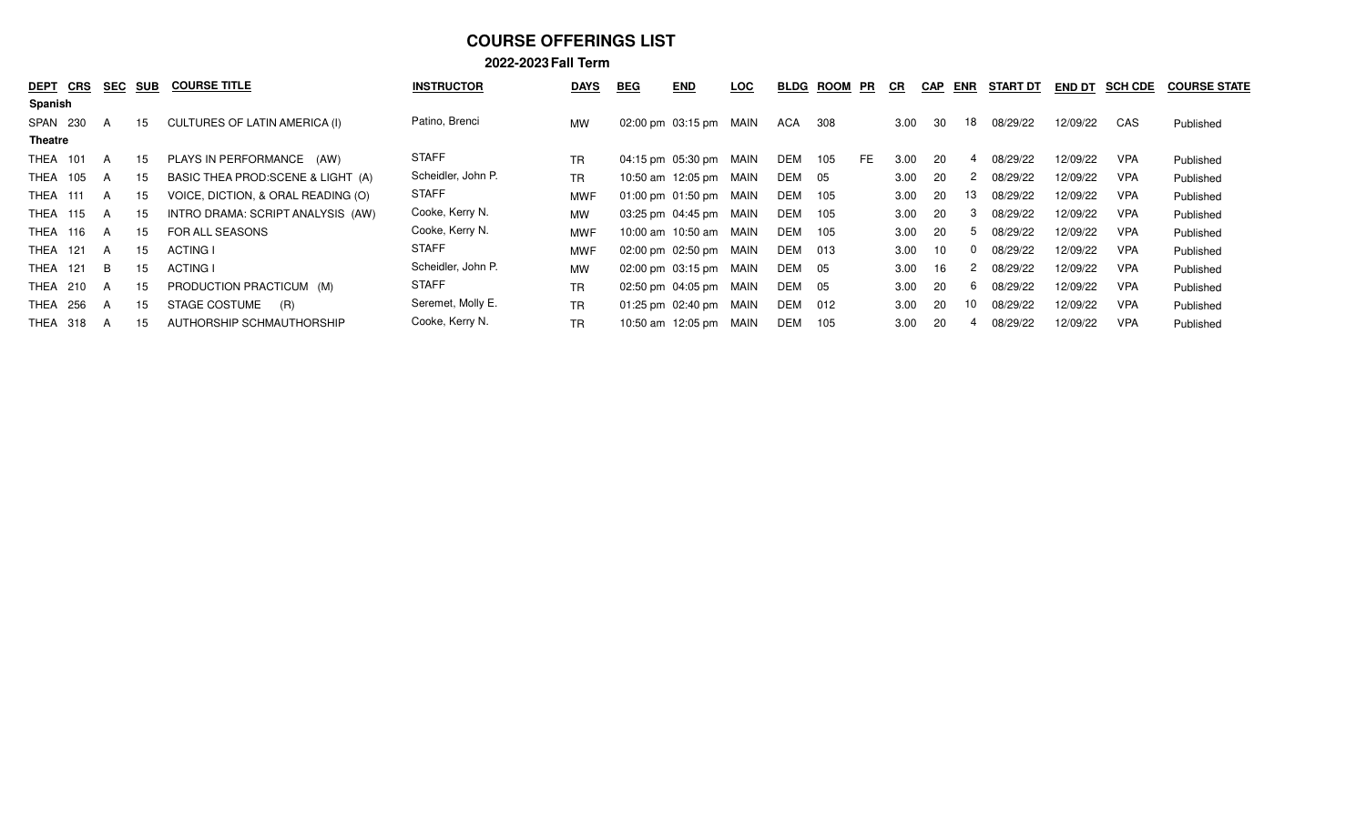# COURSE OFFERINGS LIST

## 2022-2023 Fall Term

| DEPT | CRS | SEC | SUB | COURSE TITLE | INSTRUCTOR | DAYS | BEG | END | LOC | BLDG | ROOM | PR | CR | CAP | ENR | START DT | END DT | SCH CDE | COURSE STATE |
|---|---|---|---|---|---|---|---|---|---|---|---|---|---|---|---|---|---|---|---|
| **Spanish** | | | | | | | | | | | | | | | | | | | |
| SPAN | 230 | A | 15 | CULTURES OF LATIN AMERICA (I) | Patino, Brenci | MW | 02:00 pm | 03:15 pm | MAIN | ACA | 308 | | 3.00 | 30 | 18 | 08/29/22 | 12/09/22 | CAS | Published |
| **Theatre** | | | | | | | | | | | | | | | | | | | |
| THEA | 101 | A | 15 | PLAYS IN PERFORMANCE (AW) | STAFF | TR | 04:15 pm | 05:30 pm | MAIN | DEM | 105 | FE | 3.00 | 20 | 4 | 08/29/22 | 12/09/22 | VPA | Published |
| THEA | 105 | A | 15 | BASIC THEA PROD:SCENE & LIGHT (A) | Scheidler, John P. | TR | 10:50 am | 12:05 pm | MAIN | DEM | 05 | | 3.00 | 20 | 2 | 08/29/22 | 12/09/22 | VPA | Published |
| THEA | 111 | A | 15 | VOICE, DICTION, & ORAL READING (O) | STAFF | MWF | 01:00 pm | 01:50 pm | MAIN | DEM | 105 | | 3.00 | 20 | 13 | 08/29/22 | 12/09/22 | VPA | Published |
| THEA | 115 | A | 15 | INTRO DRAMA: SCRIPT ANALYSIS (AW) | Cooke, Kerry N. | MW | 03:25 pm | 04:45 pm | MAIN | DEM | 105 | | 3.00 | 20 | 3 | 08/29/22 | 12/09/22 | VPA | Published |
| THEA | 116 | A | 15 | FOR ALL SEASONS | Cooke, Kerry N. | MWF | 10:00 am | 10:50 am | MAIN | DEM | 105 | | 3.00 | 20 | 5 | 08/29/22 | 12/09/22 | VPA | Published |
| THEA | 121 | A | 15 | ACTING I | STAFF | MWF | 02:00 pm | 02:50 pm | MAIN | DEM | 013 | | 3.00 | 10 | 0 | 08/29/22 | 12/09/22 | VPA | Published |
| THEA | 121 | B | 15 | ACTING I | Scheidler, John P. | MW | 02:00 pm | 03:15 pm | MAIN | DEM | 05 | | 3.00 | 16 | 2 | 08/29/22 | 12/09/22 | VPA | Published |
| THEA | 210 | A | 15 | PRODUCTION PRACTICUM (M) | STAFF | TR | 02:50 pm | 04:05 pm | MAIN | DEM | 05 | | 3.00 | 20 | 6 | 08/29/22 | 12/09/22 | VPA | Published |
| THEA | 256 | A | 15 | STAGE COSTUME (R) | Seremet, Molly E. | TR | 01:25 pm | 02:40 pm | MAIN | DEM | 012 | | 3.00 | 20 | 10 | 08/29/22 | 12/09/22 | VPA | Published |
| THEA | 318 | A | 15 | AUTHORSHIP SCHMAUTHORSHIP | Cooke, Kerry N. | TR | 10:50 am | 12:05 pm | MAIN | DEM | 105 | | 3.00 | 20 | 4 | 08/29/22 | 12/09/22 | VPA | Published |